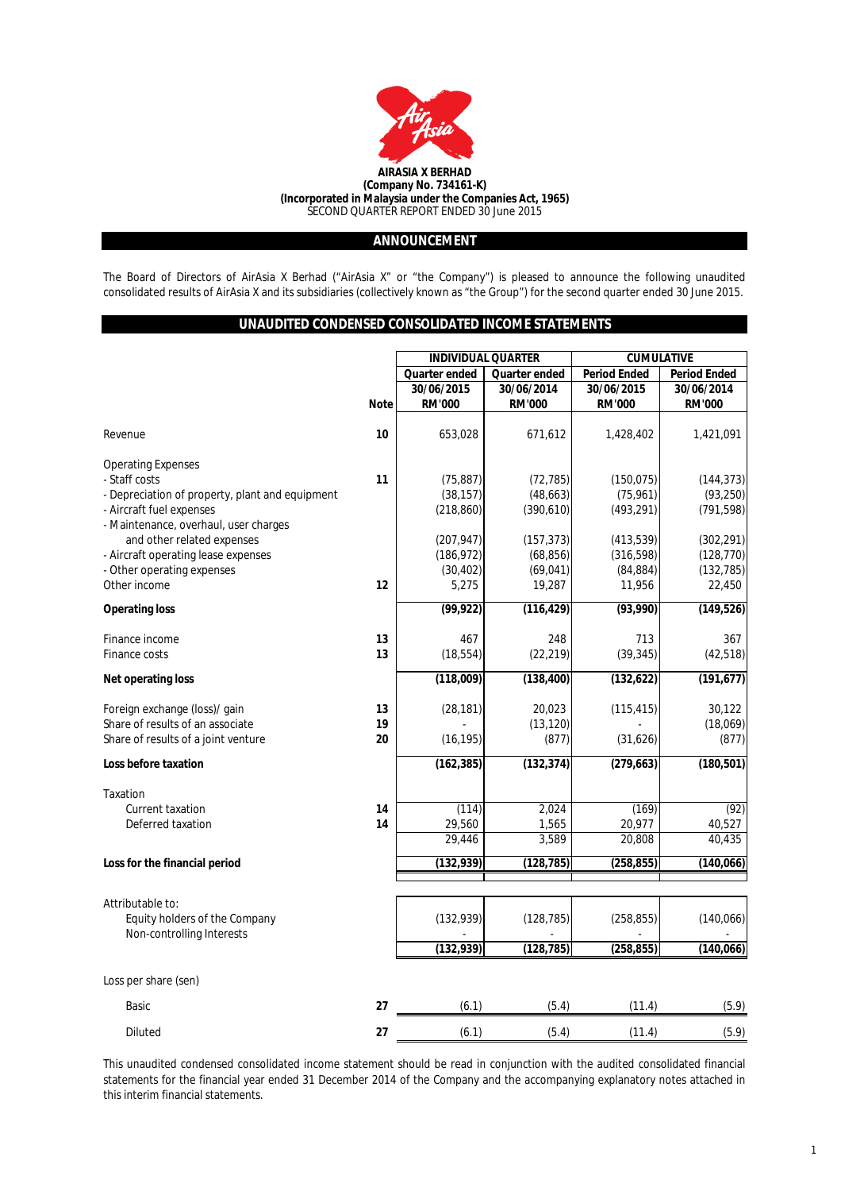**AIRASIA X BERHAD**
**(Company No. 734161-K)**
**(Incorporated in Malaysia under the Companies Act, 1965)**
SECOND QUARTER REPORT ENDED 30 June 2015

## ANNOUNCEMENT

The Board of Directors of AirAsia X Berhad ("AirAsia X" or "the Company") is pleased to announce the following unaudited consolidated results of AirAsia X and its subsidiaries (collectively known as "the Group") for the second quarter ended 30 June 2015.

## UNAUDITED CONDENSED CONSOLIDATED INCOME STATEMENTS

| | Note | INDIVIDUAL QUARTER | | CUMULATIVE | |
|---|---|---|---|---|---|
| | | Quarter ended 30/06/2015 RM'000 | Quarter ended 30/06/2014 RM'000 | Period Ended 30/06/2015 RM'000 | Period Ended 30/06/2014 RM'000 |
| Revenue | 10 | 653,028 | 671,612 | 1,428,402 | 1,421,091 |
| Operating Expenses | | | | | |
| - Staff costs | 11 | (75,887) | (72,785) | (150,075) | (144,373) |
| - Depreciation of property, plant and equipment | | (38,157) | (48,663) | (75,961) | (93,250) |
| - Aircraft fuel expenses | | (218,860) | (390,610) | (493,291) | (791,598) |
| - Maintenance, overhaul, user charges and other related expenses | | (207,947) | (157,373) | (413,539) | (302,291) |
| - Aircraft operating lease expenses | | (186,972) | (68,856) | (316,598) | (128,770) |
| - Other operating expenses | | (30,402) | (69,041) | (84,884) | (132,785) |
| Other income | 12 | 5,275 | 19,287 | 11,956 | 22,450 |
| **Operating loss** | | **(99,922)** | **(116,429)** | **(93,990)** | **(149,526)** |
| Finance income | 13 | 467 | 248 | 713 | 367 |
| Finance costs | 13 | (18,554) | (22,219) | (39,345) | (42,518) |
| **Net operating loss** | | **(118,009)** | **(138,400)** | **(132,622)** | **(191,677)** |
| Foreign exchange (loss)/ gain | 13 | (28,181) | 20,023 | (115,415) | 30,122 |
| Share of results of an associate | 19 | - | (13,120) | - | (18,069) |
| Share of results of a joint venture | 20 | (16,195) | (877) | (31,626) | (877) |
| **Loss before taxation** | | **(162,385)** | **(132,374)** | **(279,663)** | **(180,501)** |
| Taxation | | | | | |
| Current taxation | 14 | (114) | 2,024 | (169) | (92) |
| Deferred taxation | 14 | 29,560 | 1,565 | 20,977 | 40,527 |
| | | 29,446 | 3,589 | 20,808 | 40,435 |
| **Loss for the financial period** | | **(132,939)** | **(128,785)** | **(258,855)** | **(140,066)** |
| Attributable to: | | | | | |
| Equity holders of the Company | | (132,939) | (128,785) | (258,855) | (140,066) |
| Non-controlling Interests | | - | - | - | - |
| | | **(132,939)** | **(128,785)** | **(258,855)** | **(140,066)** |
| Loss per share (sen) | | | | | |
| Basic | 27 | (6.1) | (5.4) | (11.4) | (5.9) |
| Diluted | 27 | (6.1) | (5.4) | (11.4) | (5.9) |

This unaudited condensed consolidated income statement should be read in conjunction with the audited consolidated financial statements for the financial year ended 31 December 2014 of the Company and the accompanying explanatory notes attached in this interim financial statements.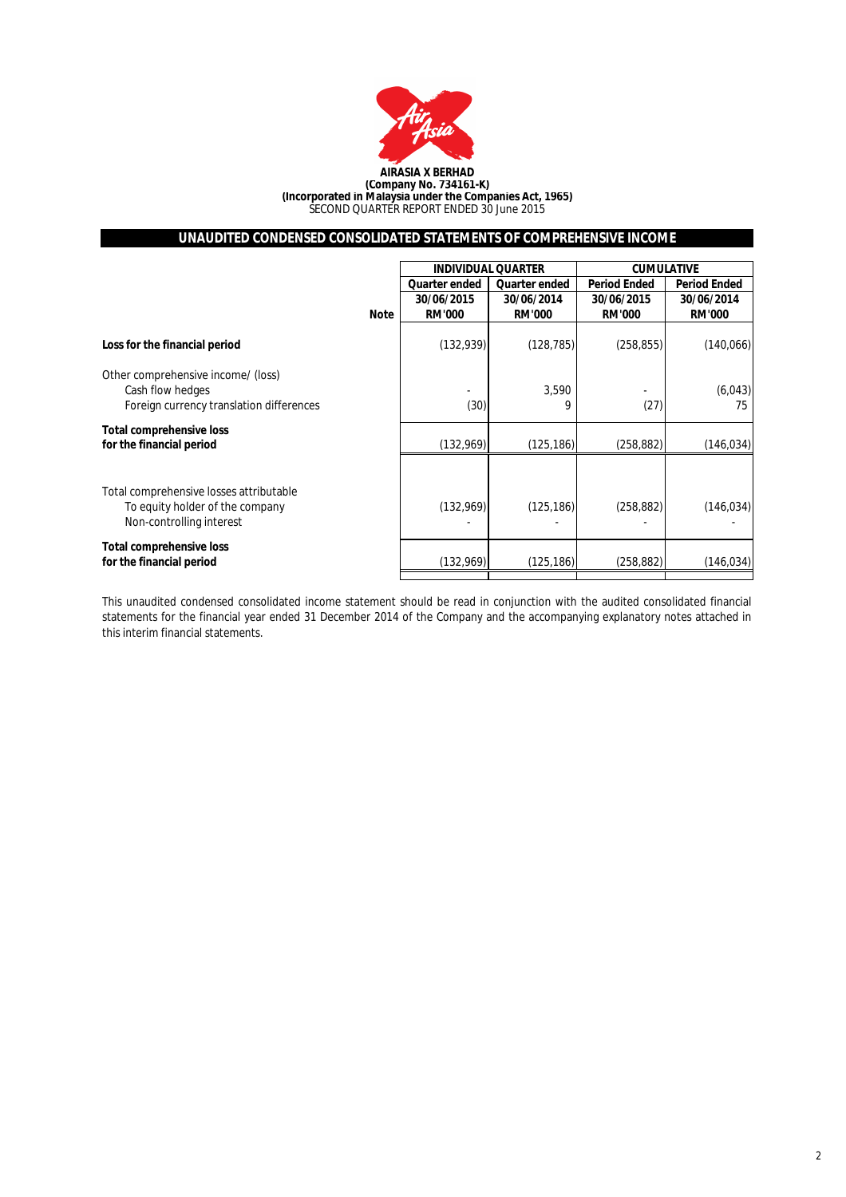**AIRASIA X BERHAD**
**(Company No. 734161-K)**
**(Incorporated in Malaysia under the Companies Act, 1965)**
SECOND QUARTER REPORT ENDED 30 June 2015

## UNAUDITED CONDENSED CONSOLIDATED STATEMENTS OF COMPREHENSIVE INCOME

| | Note | INDIVIDUAL QUARTER | | CUMULATIVE | |
|---|---|---|---|---|---|
| | | Quarter ended 30/06/2015 RM'000 | Quarter ended 30/06/2014 RM'000 | Period Ended 30/06/2015 RM'000 | Period Ended 30/06/2014 RM'000 |
| **Loss for the financial period** | | (132,939) | (128,785) | (258,855) | (140,066) |
| Other comprehensive income/ (loss) | | | | | |
| Cash flow hedges | | - | 3,590 | - | (6,043) |
| Foreign currency translation differences | | (30) | 9 | (27) | 75 |
| **Total comprehensive loss for the financial period** | | (132,969) | (125,186) | (258,882) | (146,034) |
| Total comprehensive losses attributable | | | | | |
| To equity holder of the company | | (132,969) | (125,186) | (258,882) | (146,034) |
| Non-controlling interest | | - | - | - | - |
| **Total comprehensive loss for the financial period** | | (132,969) | (125,186) | (258,882) | (146,034) |

This unaudited condensed consolidated income statement should be read in conjunction with the audited consolidated financial statements for the financial year ended 31 December 2014 of the Company and the accompanying explanatory notes attached in this interim financial statements.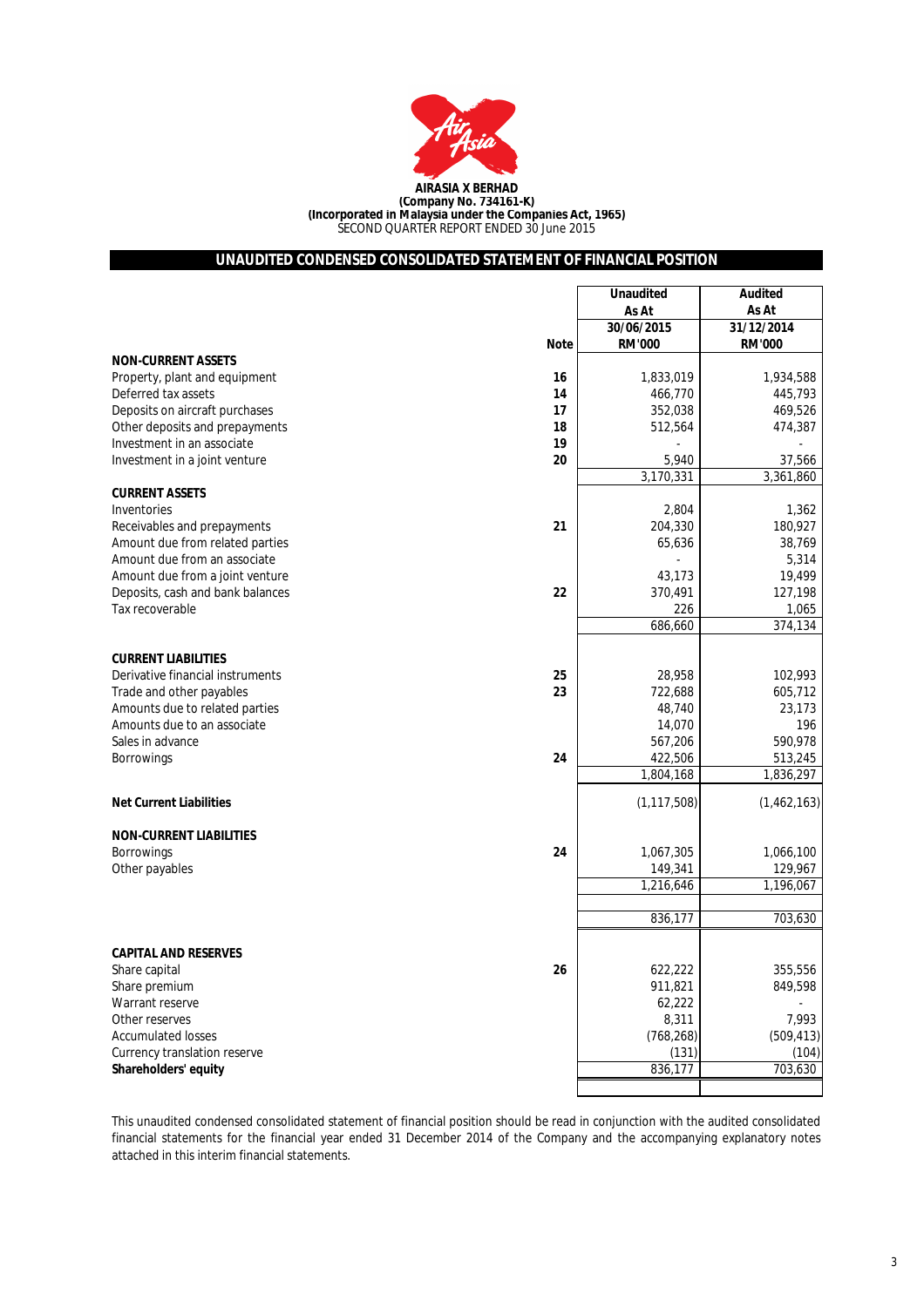**AIRASIA X BERHAD**
**(Company No. 734161-K)**
**(Incorporated in Malaysia under the Companies Act, 1965)**
SECOND QUARTER REPORT ENDED 30 June 2015

## UNAUDITED CONDENSED CONSOLIDATED STATEMENT OF FINANCIAL POSITION

| | Note | Unaudited As At 30/06/2015 RM'000 | Audited As At 31/12/2014 RM'000 |
|---|---|---|---|
| **NON-CURRENT ASSETS** | | | |
| Property, plant and equipment | 16 | 1,833,019 | 1,934,588 |
| Deferred tax assets | 14 | 466,770 | 445,793 |
| Deposits on aircraft purchases | 17 | 352,038 | 469,526 |
| Other deposits and prepayments | 18 | 512,564 | 474,387 |
| Investment in an associate | 19 | - | - |
| Investment in a joint venture | 20 | 5,940 | 37,566 |
| | | 3,170,331 | 3,361,860 |
| **CURRENT ASSETS** | | | |
| Inventories | | 2,804 | 1,362 |
| Receivables and prepayments | 21 | 204,330 | 180,927 |
| Amount due from related parties | | 65,636 | 38,769 |
| Amount due from an associate | | - | 5,314 |
| Amount due from a joint venture | | 43,173 | 19,499 |
| Deposits, cash and bank balances | 22 | 370,491 | 127,198 |
| Tax recoverable | | 226 | 1,065 |
| | | 686,660 | 374,134 |
| **CURRENT LIABILITIES** | | | |
| Derivative financial instruments | 25 | 28,958 | 102,993 |
| Trade and other payables | 23 | 722,688 | 605,712 |
| Amounts due to related parties | | 48,740 | 23,173 |
| Amounts due to an associate | | 14,070 | 196 |
| Sales in advance | | 567,206 | 590,978 |
| Borrowings | 24 | 422,506 | 513,245 |
| | | 1,804,168 | 1,836,297 |
| **Net Current Liabilities** | | (1,117,508) | (1,462,163) |
| **NON-CURRENT LIABILITIES** | | | |
| Borrowings | 24 | 1,067,305 | 1,066,100 |
| Other payables | | 149,341 | 129,967 |
| | | 1,216,646 | 1,196,067 |
| | | 836,177 | 703,630 |
| **CAPITAL AND RESERVES** | | | |
| Share capital | 26 | 622,222 | 355,556 |
| Share premium | | 911,821 | 849,598 |
| Warrant reserve | | 62,222 | - |
| Other reserves | | 8,311 | 7,993 |
| Accumulated losses | | (768,268) | (509,413) |
| Currency translation reserve | | (131) | (104) |
| **Shareholders' equity** | | 836,177 | 703,630 |

This unaudited condensed consolidated statement of financial position should be read in conjunction with the audited consolidated financial statements for the financial year ended 31 December 2014 of the Company and the accompanying explanatory notes attached in this interim financial statements.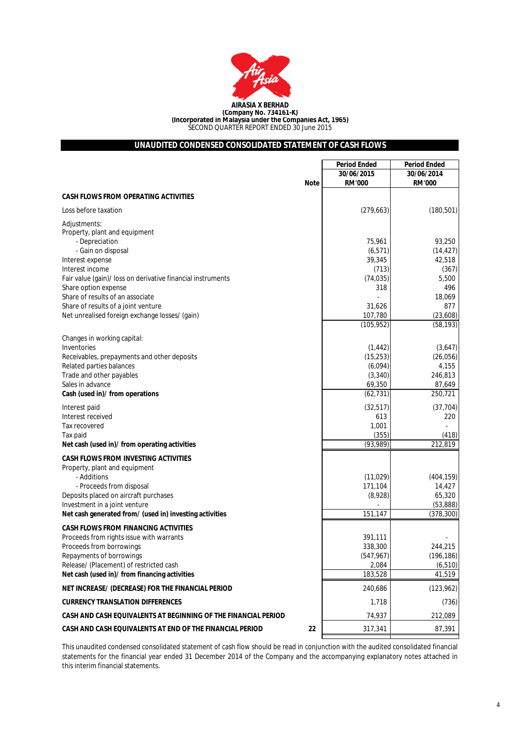**AIRASIA X BERHAD**
**(Company No. 734161-K)**
**(Incorporated in Malaysia under the Companies Act, 1965)**
SECOND QUARTER REPORT ENDED 30 June 2015

## UNAUDITED CONDENSED CONSOLIDATED STATEMENT OF CASH FLOWS

| | Note | Period Ended 30/06/2015 RM'000 | Period Ended 30/06/2014 RM'000 |
|---|---|---|---|
| **CASH FLOWS FROM OPERATING ACTIVITIES** | | | |
| Loss before taxation | | (279,663) | (180,501) |
| Adjustments: | | | |
| Property, plant and equipment | | | |
| - Depreciation | | 75,961 | 93,250 |
| - Gain on disposal | | (6,571) | (14,427) |
| Interest expense | | 39,345 | 42,518 |
| Interest income | | (713) | (367) |
| Fair value (gain)/ loss on derivative financial instruments | | (74,035) | 5,500 |
| Share option expense | | 318 | 496 |
| Share of results of an associate | | - | 18,069 |
| Share of results of a joint venture | | 31,626 | 877 |
| Net unrealised foreign exchange losses/ (gain) | | 107,780 | (23,608) |
| | | (105,952) | (58,193) |
| Changes in working capital: | | | |
| Inventories | | (1,442) | (3,647) |
| Receivables, prepayments and other deposits | | (15,253) | (26,056) |
| Related parties balances | | (6,094) | 4,155 |
| Trade and other payables | | (3,340) | 246,813 |
| Sales in advance | | 69,350 | 87,649 |
| **Cash (used in)/ from operations** | | (62,731) | 250,721 |
| Interest paid | | (32,517) | (37,704) |
| Interest received | | 613 | 220 |
| Tax recovered | | 1,001 | - |
| Tax paid | | (355) | (418) |
| **Net cash (used in)/ from operating activities** | | (93,989) | 212,819 |
| **CASH FLOWS FROM INVESTING ACTIVITIES** | | | |
| Property, plant and equipment | | | |
| - Additions | | (11,029) | (404,159) |
| - Proceeds from disposal | | 171,104 | 14,427 |
| Deposits placed on aircraft purchases | | (8,928) | 65,320 |
| Investment in a joint venture | | - | (53,888) |
| **Net cash generated from/ (used in) investing activities** | | 151,147 | (378,300) |
| **CASH FLOWS FROM FINANCING ACTIVITIES** | | | |
| Proceeds from rights issue with warrants | | 391,111 | - |
| Proceeds from borrowings | | 338,300 | 244,215 |
| Repayments of borrowings | | (547,967) | (196,186) |
| Release/ (Placement) of restricted cash | | 2,084 | (6,510) |
| **Net cash (used in)/ from financing activities** | | 183,528 | 41,519 |
| **NET INCREASE/ (DECREASE) FOR THE FINANCIAL PERIOD** | | 240,686 | (123,962) |
| **CURRENCY TRANSLATION DIFFERENCES** | | 1,718 | (736) |
| **CASH AND CASH EQUIVALENTS AT BEGINNING OF THE FINANCIAL PERIOD** | | 74,937 | 212,089 |
| **CASH AND CASH EQUIVALENTS AT END OF THE FINANCIAL PERIOD** | 22 | 317,341 | 87,391 |

This unaudited condensed consolidated statement of cash flow should be read in conjunction with the audited consolidated financial statements for the financial year ended 31 December 2014 of the Company and the accompanying explanatory notes attached in this interim financial statements.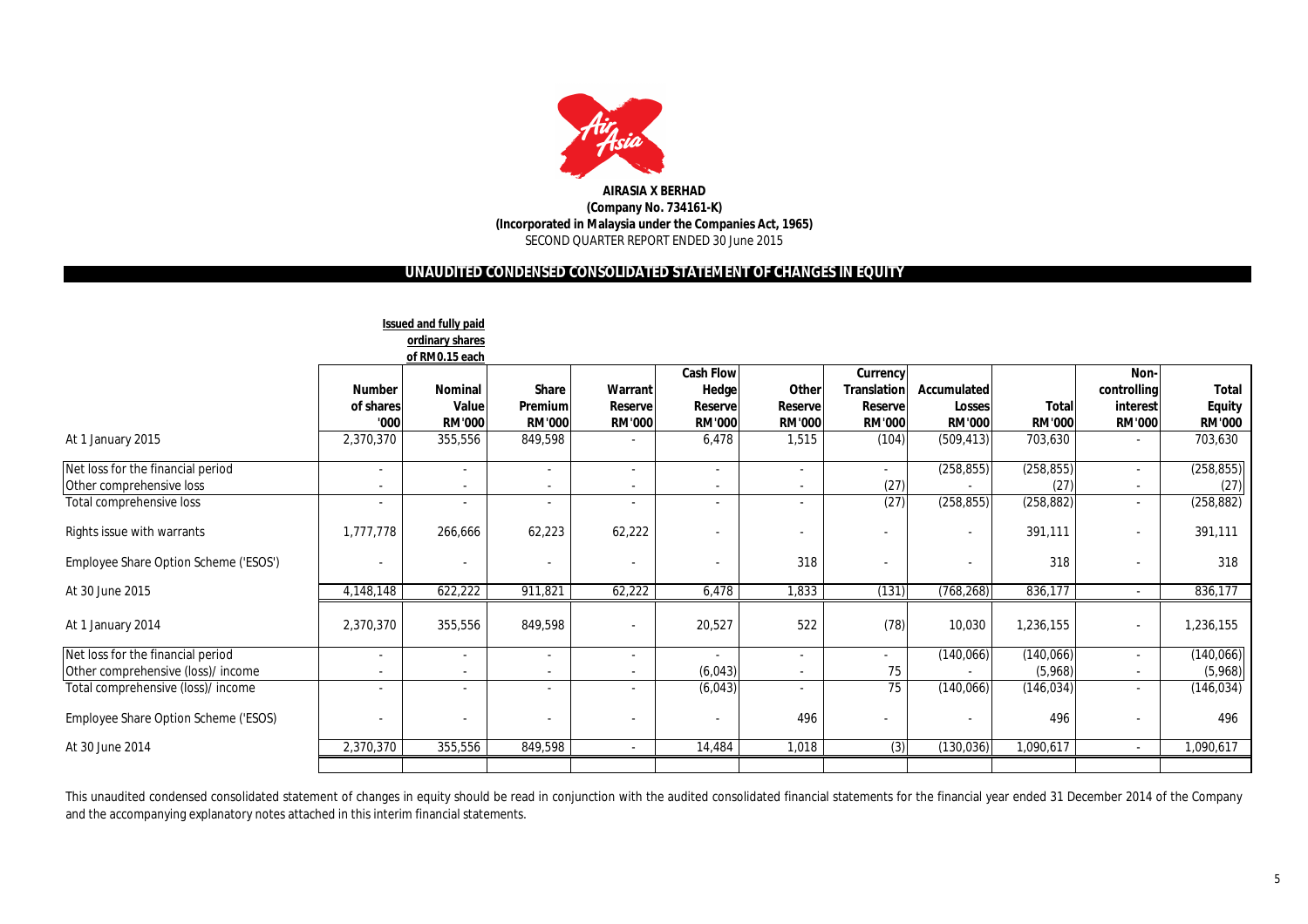**AIRASIA X BERHAD**
**(Company No. 734161-K)**
**(Incorporated in Malaysia under the Companies Act, 1965)**
SECOND QUARTER REPORT ENDED 30 June 2015

## UNAUDITED CONDENSED CONSOLIDATED STATEMENT OF CHANGES IN EQUITY

| | Issued and fully paid ordinary shares of RM0.15 each | | | | | | | | | | |
|---|---|---|---|---|---|---|---|---|---|---|---|
| | Number of shares '000 | Nominal Value RM'000 | Share Premium RM'000 | Warrant Reserve RM'000 | Cash Flow Hedge Reserve RM'000 | Other Reserve RM'000 | Currency Translation Reserve RM'000 | Accumulated Losses RM'000 | Total RM'000 | Non-controlling interest RM'000 | Total Equity RM'000 |
| At 1 January 2015 | 2,370,370 | 355,556 | 849,598 | - | 6,478 | 1,515 | (104) | (509,413) | 703,630 | - | 703,630 |
| Net loss for the financial period | - | - | - | - | - | - | - | (258,855) | (258,855) | - | (258,855) |
| Other comprehensive loss | - | - | - | - | - | - | (27) | - | (27) | - | (27) |
| Total comprehensive loss | - | - | - | - | - | - | (27) | (258,855) | (258,882) | - | (258,882) |
| Rights issue with warrants | 1,777,778 | 266,666 | 62,223 | 62,222 | - | - | - | - | 391,111 | - | 391,111 |
| Employee Share Option Scheme ('ESOS') | - | - | - | - | - | 318 | - | - | 318 | - | 318 |
| At 30 June 2015 | 4,148,148 | 622,222 | 911,821 | 62,222 | 6,478 | 1,833 | (131) | (768,268) | 836,177 | - | 836,177 |
| At 1 January 2014 | 2,370,370 | 355,556 | 849,598 | - | 20,527 | 522 | (78) | 10,030 | 1,236,155 | - | 1,236,155 |
| Net loss for the financial period | - | - | - | - | - | - | - | (140,066) | (140,066) | - | (140,066) |
| Other comprehensive (loss)/ income | - | - | - | - | (6,043) | - | 75 | - | (5,968) | - | (5,968) |
| Total comprehensive (loss)/ income | - | - | - | - | (6,043) | - | 75 | (140,066) | (146,034) | - | (146,034) |
| Employee Share Option Scheme ('ESOS) | - | - | - | - | - | 496 | - | - | 496 | - | 496 |
| At 30 June 2014 | 2,370,370 | 355,556 | 849,598 | - | 14,484 | 1,018 | (3) | (130,036) | 1,090,617 | - | 1,090,617 |

This unaudited condensed consolidated statement of changes in equity should be read in conjunction with the audited consolidated financial statements for the financial year ended 31 December 2014 of the Company and the accompanying explanatory notes attached in this interim financial statements.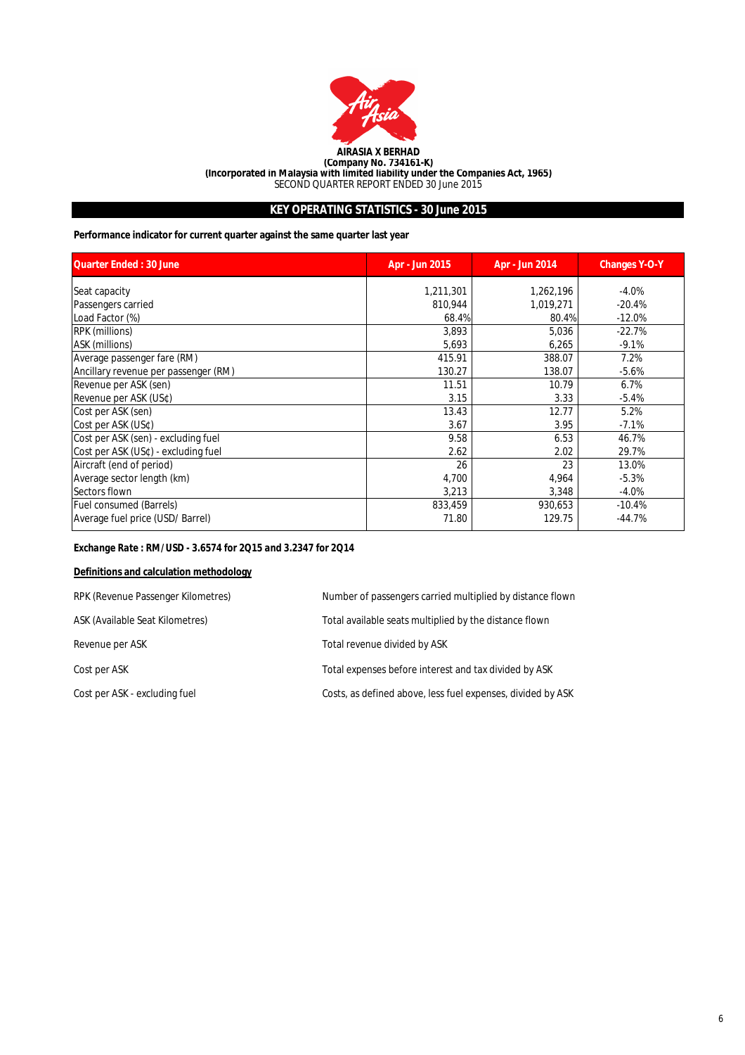**AIRASIA X BERHAD**
**(Company No. 734161-K)**
**(Incorporated in Malaysia with limited liability under the Companies Act, 1965)**
SECOND QUARTER REPORT ENDED 30 June 2015

## KEY OPERATING STATISTICS - 30 June 2015

**Performance indicator for current quarter against the same quarter last year**

| Quarter Ended : 30 June | Apr - Jun 2015 | Apr - Jun 2014 | Changes Y-O-Y |
|---|---|---|---|
| Seat capacity | 1,211,301 | 1,262,196 | -4.0% |
| Passengers carried | 810,944 | 1,019,271 | -20.4% |
| Load Factor (%) | 68.4% | 80.4% | -12.0% |
| RPK (millions) | 3,893 | 5,036 | -22.7% |
| ASK (millions) | 5,693 | 6,265 | -9.1% |
| Average passenger fare (RM) | 415.91 | 388.07 | 7.2% |
| Ancillary revenue per passenger (RM) | 130.27 | 138.07 | -5.6% |
| Revenue per ASK (sen) | 11.51 | 10.79 | 6.7% |
| Revenue per ASK (US¢) | 3.15 | 3.33 | -5.4% |
| Cost per ASK (sen) | 13.43 | 12.77 | 5.2% |
| Cost per ASK (US¢) | 3.67 | 3.95 | -7.1% |
| Cost per ASK (sen) - excluding fuel | 9.58 | 6.53 | 46.7% |
| Cost per ASK (US¢) - excluding fuel | 2.62 | 2.02 | 29.7% |
| Aircraft (end of period) | 26 | 23 | 13.0% |
| Average sector length (km) | 4,700 | 4,964 | -5.3% |
| Sectors flown | 3,213 | 3,348 | -4.0% |
| Fuel consumed (Barrels) | 833,459 | 930,653 | -10.4% |
| Average fuel price (USD/ Barrel) | 71.80 | 129.75 | -44.7% |

***Exchange Rate : RM/USD - 3.6574 for 2Q15 and 3.2347 for 2Q14***

**Definitions and calculation methodology**

| | |
|---|---|
| RPK (Revenue Passenger Kilometres) | Number of passengers carried multiplied by distance flown |
| ASK (Available Seat Kilometres) | Total available seats multiplied by the distance flown |
| Revenue per ASK | Total revenue divided by ASK |
| Cost per ASK | Total expenses before interest and tax divided by ASK |
| Cost per ASK - excluding fuel | Costs, as defined above, less fuel expenses, divided by ASK |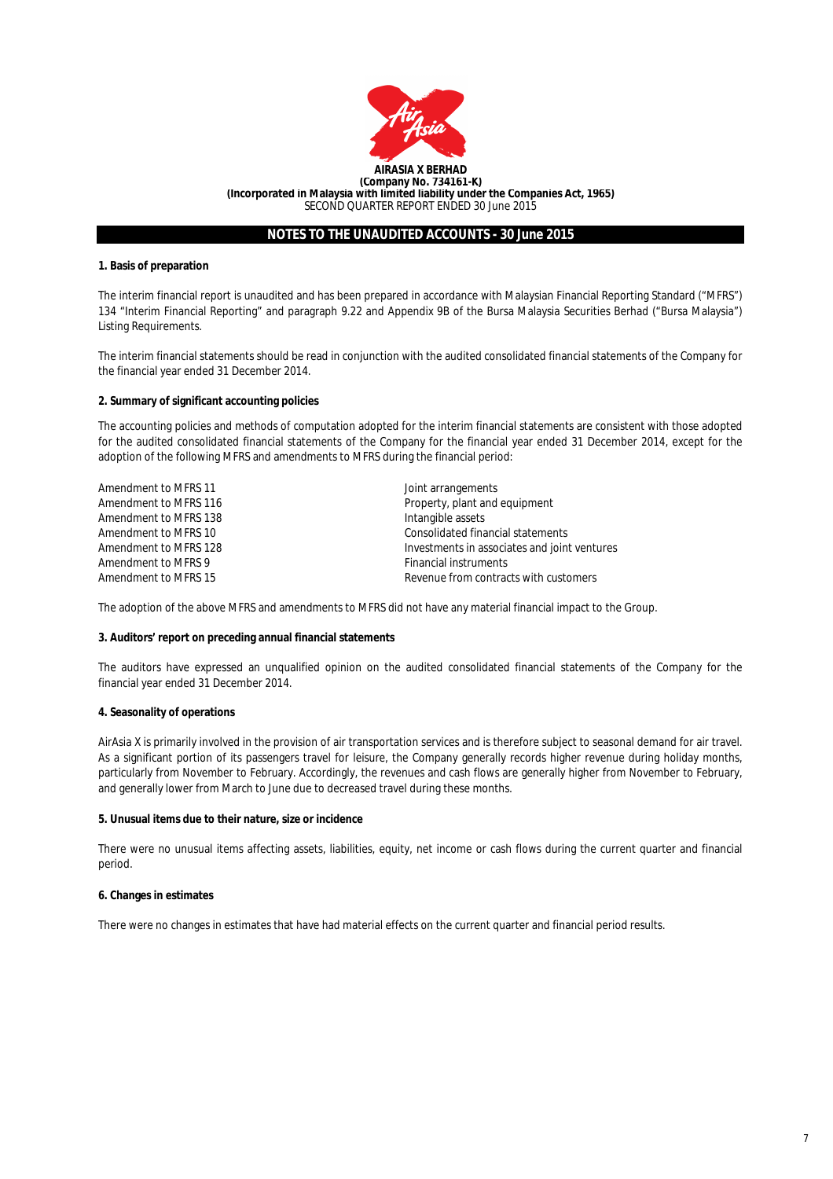**AIRASIA X BERHAD**
**(Company No. 734161-K)**
**(Incorporated in Malaysia with limited liability under the Companies Act, 1965)**
SECOND QUARTER REPORT ENDED 30 June 2015

## NOTES TO THE UNAUDITED ACCOUNTS - 30 June 2015

### 1. Basis of preparation

The interim financial report is unaudited and has been prepared in accordance with Malaysian Financial Reporting Standard ("MFRS") 134 "Interim Financial Reporting" and paragraph 9.22 and Appendix 9B of the Bursa Malaysia Securities Berhad ("Bursa Malaysia") Listing Requirements.

The interim financial statements should be read in conjunction with the audited consolidated financial statements of the Company for the financial year ended 31 December 2014.

### 2. Summary of significant accounting policies

The accounting policies and methods of computation adopted for the interim financial statements are consistent with those adopted for the audited consolidated financial statements of the Company for the financial year ended 31 December 2014, except for the adoption of the following MFRS and amendments to MFRS during the financial period:

| | |
|---|---|
| Amendment to MFRS 11 | Joint arrangements |
| Amendment to MFRS 116 | Property, plant and equipment |
| Amendment to MFRS 138 | Intangible assets |
| Amendment to MFRS 10 | Consolidated financial statements |
| Amendment to MFRS 128 | Investments in associates and joint ventures |
| Amendment to MFRS 9 | Financial instruments |
| Amendment to MFRS 15 | Revenue from contracts with customers |

The adoption of the above MFRS and amendments to MFRS did not have any material financial impact to the Group.

### 3. Auditors' report on preceding annual financial statements

The auditors have expressed an unqualified opinion on the audited consolidated financial statements of the Company for the financial year ended 31 December 2014.

### 4. Seasonality of operations

AirAsia X is primarily involved in the provision of air transportation services and is therefore subject to seasonal demand for air travel. As a significant portion of its passengers travel for leisure, the Company generally records higher revenue during holiday months, particularly from November to February. Accordingly, the revenues and cash flows are generally higher from November to February, and generally lower from March to June due to decreased travel during these months.

### 5. Unusual items due to their nature, size or incidence

There were no unusual items affecting assets, liabilities, equity, net income or cash flows during the current quarter and financial period.

### 6. Changes in estimates

There were no changes in estimates that have had material effects on the current quarter and financial period results.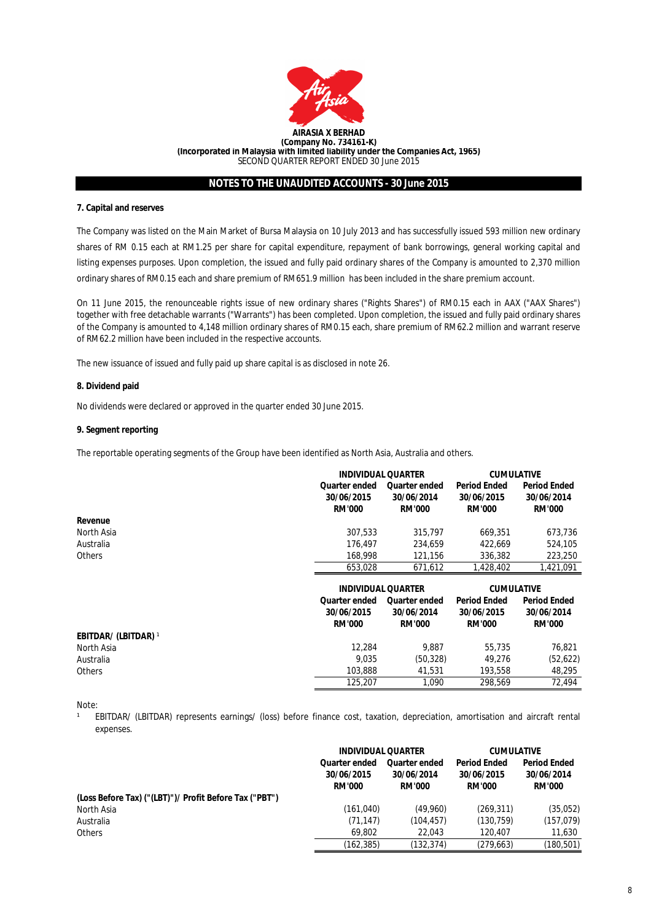**AIRASIA X BERHAD**
**(Company No. 734161-K)**
**(Incorporated in Malaysia with limited liability under the Companies Act, 1965)**
SECOND QUARTER REPORT ENDED 30 June 2015

## NOTES TO THE UNAUDITED ACCOUNTS - 30 June 2015

### 7. Capital and reserves

The Company was listed on the Main Market of Bursa Malaysia on 10 July 2013 and has successfully issued 593 million new ordinary shares of RM 0.15 each at RM1.25 per share for capital expenditure, repayment of bank borrowings, general working capital and listing expenses purposes. Upon completion, the issued and fully paid ordinary shares of the Company is amounted to 2,370 million ordinary shares of RM0.15 each and share premium of RM651.9 million has been included in the share premium account.

On 11 June 2015, the renounceable rights issue of new ordinary shares ("Rights Shares") of RM0.15 each in AAX ("AAX Shares") together with free detachable warrants ("Warrants") has been completed. Upon completion, the issued and fully paid ordinary shares of the Company is amounted to 4,148 million ordinary shares of RM0.15 each, share premium of RM62.2 million and warrant reserve of RM62.2 million have been included in the respective accounts.

The new issuance of issued and fully paid up share capital is as disclosed in note 26.

### 8. Dividend paid

No dividends were declared or approved in the quarter ended 30 June 2015.

### 9. Segment reporting

The reportable operating segments of the Group have been identified as North Asia, Australia and others.

| | INDIVIDUAL QUARTER | | CUMULATIVE | |
|---|---|---|---|---|
| | Quarter ended 30/06/2015 RM'000 | Quarter ended 30/06/2014 RM'000 | Period Ended 30/06/2015 RM'000 | Period Ended 30/06/2014 RM'000 |
| **Revenue** | | | | |
| North Asia | 307,533 | 315,797 | 669,351 | 673,736 |
| Australia | 176,497 | 234,659 | 422,669 | 524,105 |
| Others | 168,998 | 121,156 | 336,382 | 223,250 |
| | 653,028 | 671,612 | 1,428,402 | 1,421,091 |

| | INDIVIDUAL QUARTER | | CUMULATIVE | |
|---|---|---|---|---|
| | Quarter ended 30/06/2015 RM'000 | Quarter ended 30/06/2014 RM'000 | Period Ended 30/06/2015 RM'000 | Period Ended 30/06/2014 RM'000 |
| **EBITDAR/ (LBITDAR)** [1] | | | | |
| North Asia | 12,284 | 9,887 | 55,735 | 76,821 |
| Australia | 9,035 | (50,328) | 49,276 | (52,622) |
| Others | 103,888 | 41,531 | 193,558 | 48,295 |
| | 125,207 | 1,090 | 298,569 | 72,494 |

Note:
[1] EBITDAR/ (LBITDAR) represents earnings/ (loss) before finance cost, taxation, depreciation, amortisation and aircraft rental expenses.

| | INDIVIDUAL QUARTER | | CUMULATIVE | |
|---|---|---|---|---|
| | Quarter ended 30/06/2015 RM'000 | Quarter ended 30/06/2014 RM'000 | Period Ended 30/06/2015 RM'000 | Period Ended 30/06/2014 RM'000 |
| **(Loss Before Tax) ("(LBT)")/ Profit Before Tax ("PBT")** | | | | |
| North Asia | (161,040) | (49,960) | (269,311) | (35,052) |
| Australia | (71,147) | (104,457) | (130,759) | (157,079) |
| Others | 69,802 | 22,043 | 120,407 | 11,630 |
| | (162,385) | (132,374) | (279,663) | (180,501) |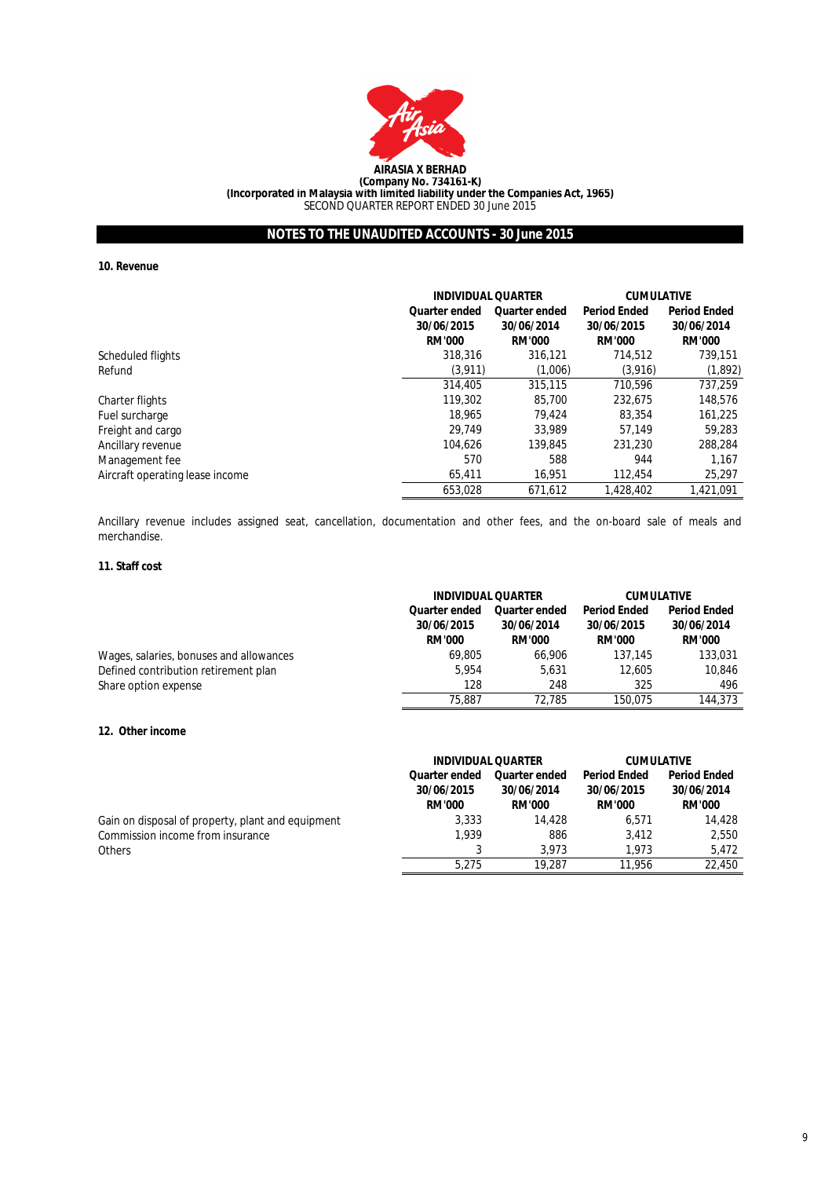**AIRASIA X BERHAD**
**(Company No. 734161-K)**
**(Incorporated in Malaysia with limited liability under the Companies Act, 1965)**
SECOND QUARTER REPORT ENDED 30 June 2015

## NOTES TO THE UNAUDITED ACCOUNTS - 30 June 2015

### 10. Revenue

| | INDIVIDUAL QUARTER | | CUMULATIVE | |
|---|---|---|---|---|
| | Quarter ended 30/06/2015 RM'000 | Quarter ended 30/06/2014 RM'000 | Period Ended 30/06/2015 RM'000 | Period Ended 30/06/2014 RM'000 |
| Scheduled flights | 318,316 | 316,121 | 714,512 | 739,151 |
| Refund | (3,911) | (1,006) | (3,916) | (1,892) |
| | 314,405 | 315,115 | 710,596 | 737,259 |
| Charter flights | 119,302 | 85,700 | 232,675 | 148,576 |
| Fuel surcharge | 18,965 | 79,424 | 83,354 | 161,225 |
| Freight and cargo | 29,749 | 33,989 | 57,149 | 59,283 |
| Ancillary revenue | 104,626 | 139,845 | 231,230 | 288,284 |
| Management fee | 570 | 588 | 944 | 1,167 |
| Aircraft operating lease income | 65,411 | 16,951 | 112,454 | 25,297 |
| | 653,028 | 671,612 | 1,428,402 | 1,421,091 |

Ancillary revenue includes assigned seat, cancellation, documentation and other fees, and the on-board sale of meals and merchandise.

### 11. Staff cost

| | INDIVIDUAL QUARTER | | CUMULATIVE | |
|---|---|---|---|---|
| | Quarter ended 30/06/2015 RM'000 | Quarter ended 30/06/2014 RM'000 | Period Ended 30/06/2015 RM'000 | Period Ended 30/06/2014 RM'000 |
| Wages, salaries, bonuses and allowances | 69,805 | 66,906 | 137,145 | 133,031 |
| Defined contribution retirement plan | 5,954 | 5,631 | 12,605 | 10,846 |
| Share option expense | 128 | 248 | 325 | 496 |
| | 75,887 | 72,785 | 150,075 | 144,373 |

### 12. Other income

| | INDIVIDUAL QUARTER | | CUMULATIVE | |
|---|---|---|---|---|
| | Quarter ended 30/06/2015 RM'000 | Quarter ended 30/06/2014 RM'000 | Period Ended 30/06/2015 RM'000 | Period Ended 30/06/2014 RM'000 |
| Gain on disposal of property, plant and equipment | 3,333 | 14,428 | 6,571 | 14,428 |
| Commission income from insurance | 1,939 | 886 | 3,412 | 2,550 |
| Others | 3 | 3,973 | 1,973 | 5,472 |
| | 5,275 | 19,287 | 11,956 | 22,450 |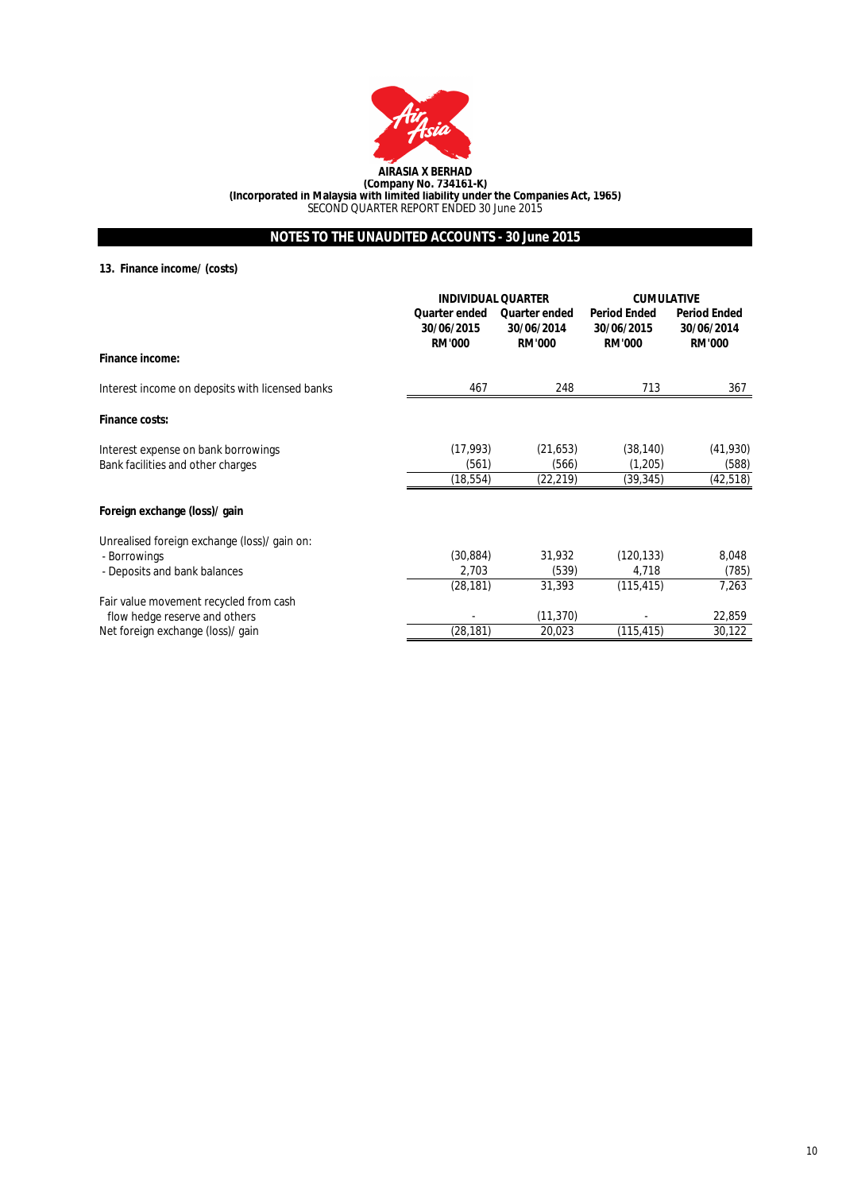**AIRASIA X BERHAD**
**(Company No. 734161-K)**
**(Incorporated in Malaysia with limited liability under the Companies Act, 1965)**
SECOND QUARTER REPORT ENDED 30 June 2015

## NOTES TO THE UNAUDITED ACCOUNTS - 30 June 2015

**13. Finance income/ (costs)**

| | INDIVIDUAL QUARTER | | CUMULATIVE | |
|---|---|---|---|---|
| | Quarter ended 30/06/2015 RM'000 | Quarter ended 30/06/2014 RM'000 | Period Ended 30/06/2015 RM'000 | Period Ended 30/06/2014 RM'000 |
| **Finance income:** | | | | |
| Interest income on deposits with licensed banks | 467 | 248 | 713 | 367 |
| **Finance costs:** | | | | |
| Interest expense on bank borrowings | (17,993) | (21,653) | (38,140) | (41,930) |
| Bank facilities and other charges | (561) | (566) | (1,205) | (588) |
| | (18,554) | (22,219) | (39,345) | (42,518) |
| **Foreign exchange (loss)/ gain** | | | | |
| Unrealised foreign exchange (loss)/ gain on: | | | | |
| - Borrowings | (30,884) | 31,932 | (120,133) | 8,048 |
| - Deposits and bank balances | 2,703 | (539) | 4,718 | (785) |
| | (28,181) | 31,393 | (115,415) | 7,263 |
| Fair value movement recycled from cash flow hedge reserve and others | - | (11,370) | - | 22,859 |
| Net foreign exchange (loss)/ gain | (28,181) | 20,023 | (115,415) | 30,122 |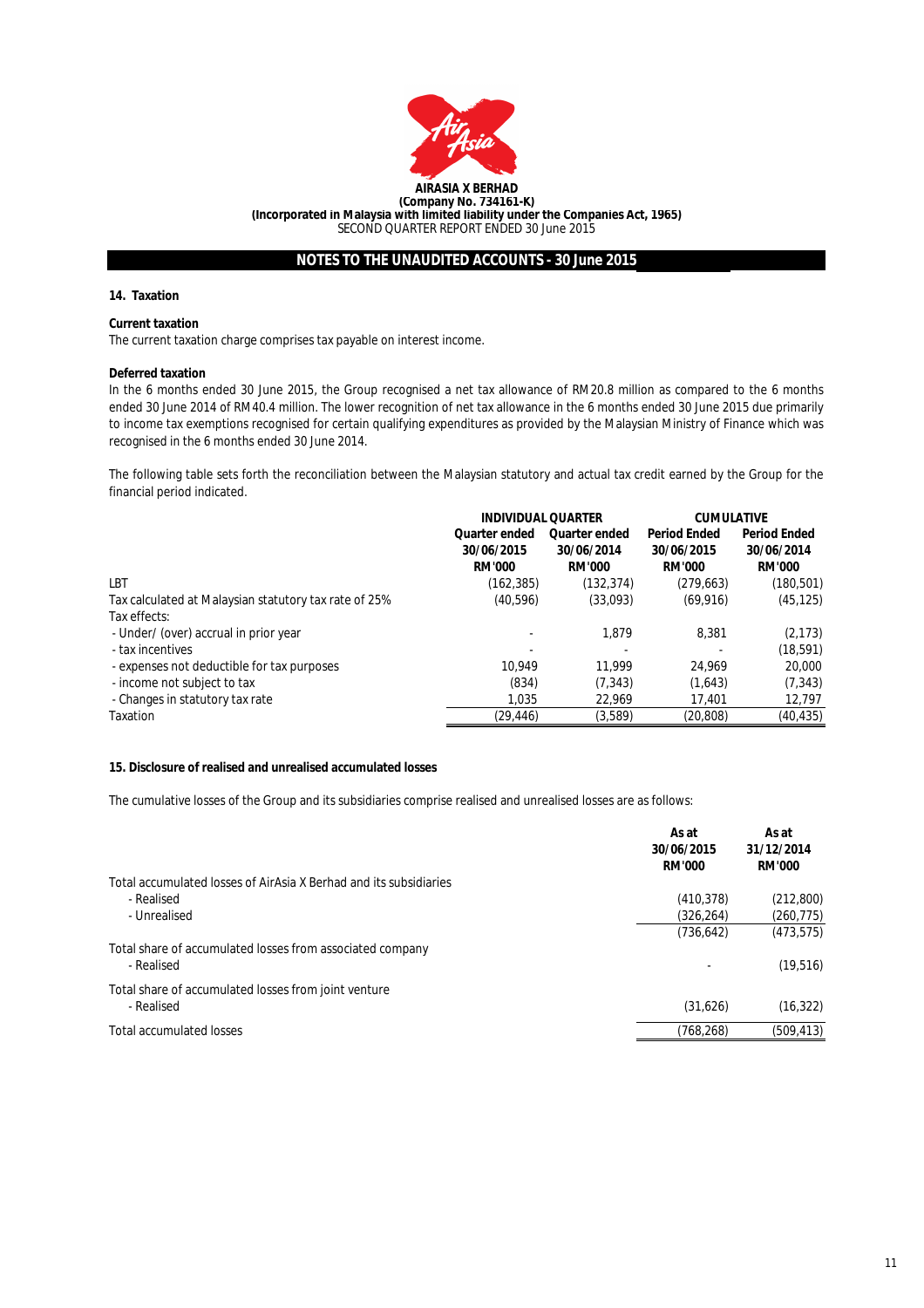**AIRASIA X BERHAD**
**(Company No. 734161-K)**
**(Incorporated in Malaysia with limited liability under the Companies Act, 1965)**
SECOND QUARTER REPORT ENDED 30 June 2015

## NOTES TO THE UNAUDITED ACCOUNTS - 30 June 2015

### 14. Taxation

**Current taxation**

The current taxation charge comprises tax payable on interest income.

**Deferred taxation**

In the 6 months ended 30 June 2015, the Group recognised a net tax allowance of RM20.8 million as compared to the 6 months ended 30 June 2014 of RM40.4 million. The lower recognition of net tax allowance in the 6 months ended 30 June 2015 due primarily to income tax exemptions recognised for certain qualifying expenditures as provided by the Malaysian Ministry of Finance which was recognised in the 6 months ended 30 June 2014.

The following table sets forth the reconciliation between the Malaysian statutory and actual tax credit earned by the Group for the financial period indicated.

| | INDIVIDUAL QUARTER | | CUMULATIVE | |
|---|---|---|---|---|
| | Quarter ended 30/06/2015 RM'000 | Quarter ended 30/06/2014 RM'000 | Period Ended 30/06/2015 RM'000 | Period Ended 30/06/2014 RM'000 |
| LBT | (162,385) | (132,374) | (279,663) | (180,501) |
| Tax calculated at Malaysian statutory tax rate of 25% | (40,596) | (33,093) | (69,916) | (45,125) |
| Tax effects: | | | | |
| - Under/ (over) accrual in prior year | - | 1,879 | 8,381 | (2,173) |
| - tax incentives | - | - | - | (18,591) |
| - expenses not deductible for tax purposes | 10,949 | 11,999 | 24,969 | 20,000 |
| - income not subject to tax | (834) | (7,343) | (1,643) | (7,343) |
| - Changes in statutory tax rate | 1,035 | 22,969 | 17,401 | 12,797 |
| Taxation | (29,446) | (3,589) | (20,808) | (40,435) |

### 15. Disclosure of realised and unrealised accumulated losses

The cumulative losses of the Group and its subsidiaries comprise realised and unrealised losses are as follows:

| | As at 30/06/2015 RM'000 | As at 31/12/2014 RM'000 |
|---|---|---|
| Total accumulated losses of AirAsia X Berhad and its subsidiaries | | |
| - Realised | (410,378) | (212,800) |
| - Unrealised | (326,264) | (260,775) |
| | (736,642) | (473,575) |
| Total share of accumulated losses from associated company | | |
| - Realised | - | (19,516) |
| Total share of accumulated losses from joint venture | | |
| - Realised | (31,626) | (16,322) |
| Total accumulated losses | (768,268) | (509,413) |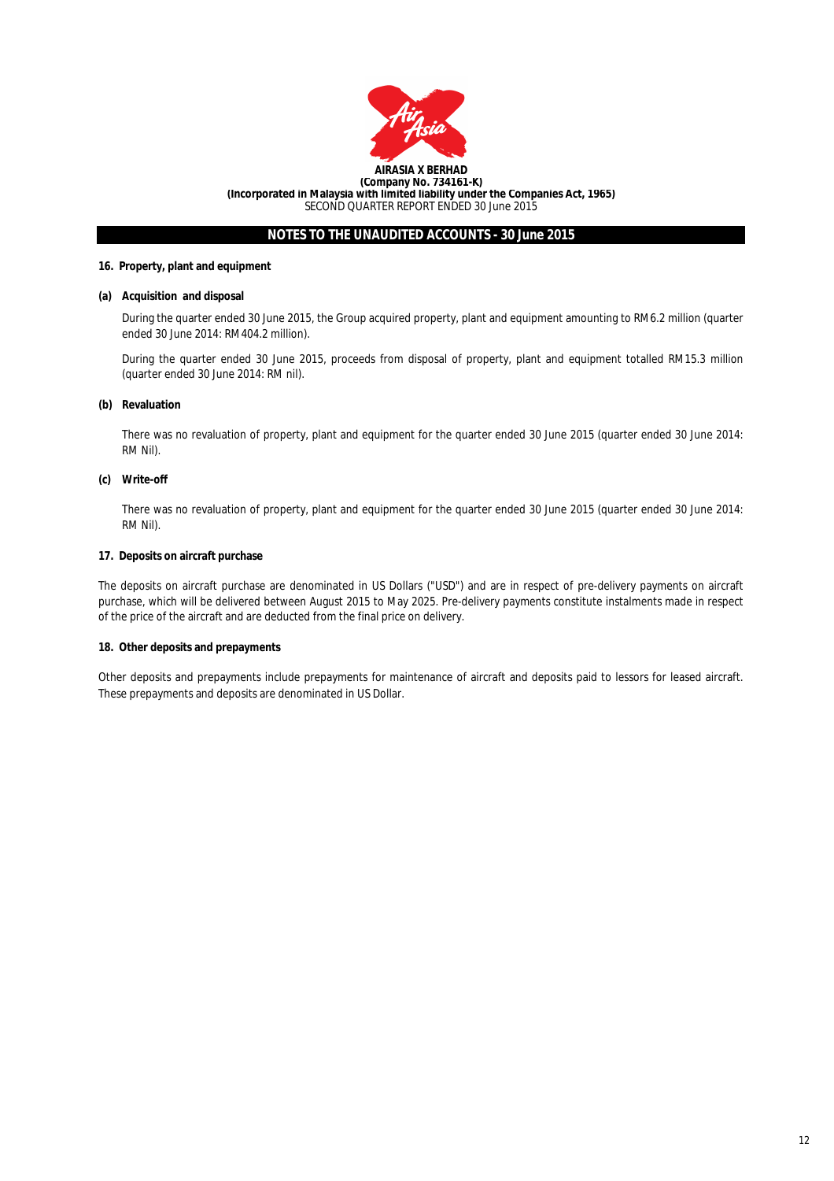**AIRASIA X BERHAD**
**(Company No. 734161-K)**
**(Incorporated in Malaysia with limited liability under the Companies Act, 1965)**
SECOND QUARTER REPORT ENDED 30 June 2015

## NOTES TO THE UNAUDITED ACCOUNTS - 30 June 2015

### 16. Property, plant and equipment

**(a) Acquisition and disposal**

During the quarter ended 30 June 2015, the Group acquired property, plant and equipment amounting to RM6.2 million (quarter ended 30 June 2014: RM404.2 million).

During the quarter ended 30 June 2015, proceeds from disposal of property, plant and equipment totalled RM15.3 million (quarter ended 30 June 2014: RM nil).

**(b) Revaluation**

There was no revaluation of property, plant and equipment for the quarter ended 30 June 2015 (quarter ended 30 June 2014: RM Nil).

**(c) Write-off**

There was no revaluation of property, plant and equipment for the quarter ended 30 June 2015 (quarter ended 30 June 2014: RM Nil).

### 17. Deposits on aircraft purchase

The deposits on aircraft purchase are denominated in US Dollars ("USD") and are in respect of pre-delivery payments on aircraft purchase, which will be delivered between August 2015 to May 2025. Pre-delivery payments constitute instalments made in respect of the price of the aircraft and are deducted from the final price on delivery.

### 18. Other deposits and prepayments

Other deposits and prepayments include prepayments for maintenance of aircraft and deposits paid to lessors for leased aircraft. These prepayments and deposits are denominated in US Dollar.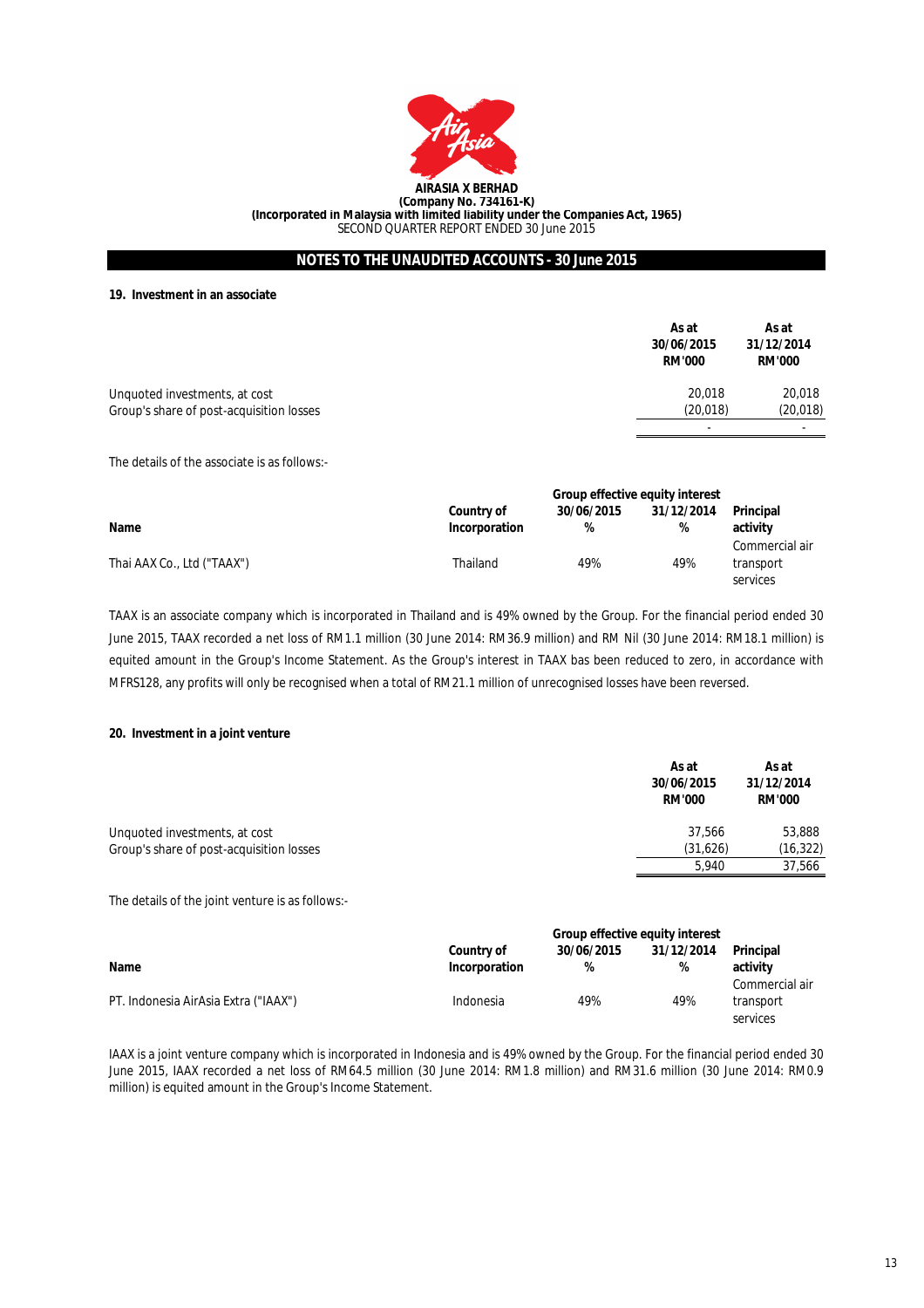**AIRASIA X BERHAD**
**(Company No. 734161-K)**
**(Incorporated in Malaysia with limited liability under the Companies Act, 1965)**
SECOND QUARTER REPORT ENDED 30 June 2015

## NOTES TO THE UNAUDITED ACCOUNTS - 30 June 2015

### 19. Investment in an associate

| | As at 30/06/2015 RM'000 | As at 31/12/2014 RM'000 |
|---|---|---|
| Unquoted investments, at cost | 20,018 | 20,018 |
| Group's share of post-acquisition losses | (20,018) | (20,018) |
| | - | - |

The details of the associate is as follows:-

| Name | Country of Incorporation | Group effective equity interest 30/06/2015 % | 31/12/2014 % | Principal activity |
|---|---|---|---|---|
| Thai AAX Co., Ltd ("TAAX") | Thailand | 49% | 49% | Commercial air transport services |

TAAX is an associate company which is incorporated in Thailand and is 49% owned by the Group. For the financial period ended 30 June 2015, TAAX recorded a net loss of RM1.1 million (30 June 2014: RM36.9 million) and RM Nil (30 June 2014: RM18.1 million) is equited amount in the Group's Income Statement. As the Group's interest in TAAX bas been reduced to zero, in accordance with MFRS128, any profits will only be recognised when a total of RM21.1 million of unrecognised losses have been reversed.

### 20. Investment in a joint venture

| | As at 30/06/2015 RM'000 | As at 31/12/2014 RM'000 |
|---|---|---|
| Unquoted investments, at cost | 37,566 | 53,888 |
| Group's share of post-acquisition losses | (31,626) | (16,322) |
| | 5,940 | 37,566 |

The details of the joint venture is as follows:-

| Name | Country of Incorporation | Group effective equity interest 30/06/2015 % | 31/12/2014 % | Principal activity |
|---|---|---|---|---|
| PT. Indonesia AirAsia Extra ("IAAX") | Indonesia | 49% | 49% | Commercial air transport services |

IAAX is a joint venture company which is incorporated in Indonesia and is 49% owned by the Group. For the financial period ended 30 June 2015, IAAX recorded a net loss of RM64.5 million (30 June 2014: RM1.8 million) and RM31.6 million (30 June 2014: RM0.9 million) is equited amount in the Group's Income Statement.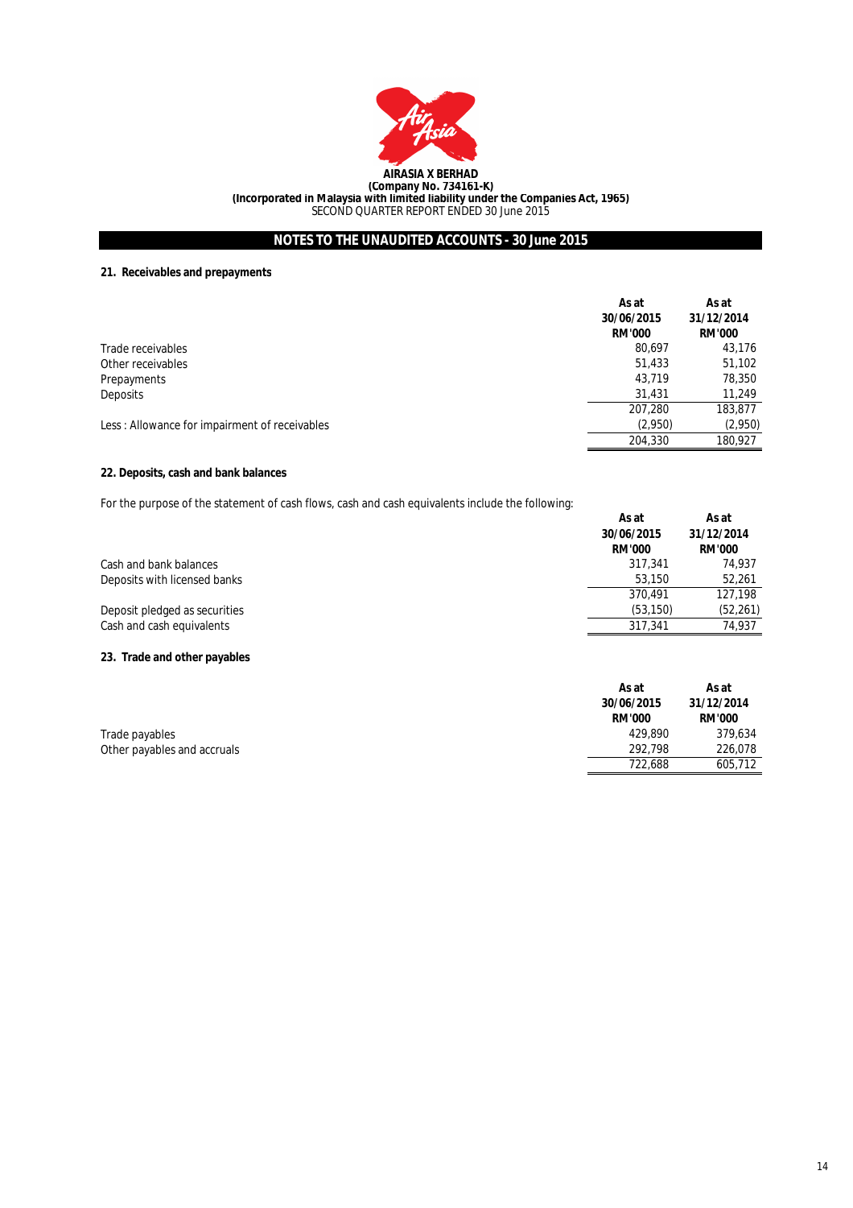**AIRASIA X BERHAD**
**(Company No. 734161-K)**
**(Incorporated in Malaysia with limited liability under the Companies Act, 1965)**
SECOND QUARTER REPORT ENDED 30 June 2015

## NOTES TO THE UNAUDITED ACCOUNTS - 30 June 2015

### 21. Receivables and prepayments

| | As at 30/06/2015 RM'000 | As at 31/12/2014 RM'000 |
|---|---|---|
| Trade receivables | 80,697 | 43,176 |
| Other receivables | 51,433 | 51,102 |
| Prepayments | 43,719 | 78,350 |
| Deposits | 31,431 | 11,249 |
| | 207,280 | 183,877 |
| Less : Allowance for impairment of receivables | (2,950) | (2,950) |
| | 204,330 | 180,927 |

### 22. Deposits, cash and bank balances

For the purpose of the statement of cash flows, cash and cash equivalents include the following:

| | As at 30/06/2015 RM'000 | As at 31/12/2014 RM'000 |
|---|---|---|
| Cash and bank balances | 317,341 | 74,937 |
| Deposits with licensed banks | 53,150 | 52,261 |
| | 370,491 | 127,198 |
| Deposit pledged as securities | (53,150) | (52,261) |
| Cash and cash equivalents | 317,341 | 74,937 |

### 23. Trade and other payables

| | As at 30/06/2015 RM'000 | As at 31/12/2014 RM'000 |
|---|---|---|
| Trade payables | 429,890 | 379,634 |
| Other payables and accruals | 292,798 | 226,078 |
| | 722,688 | 605,712 |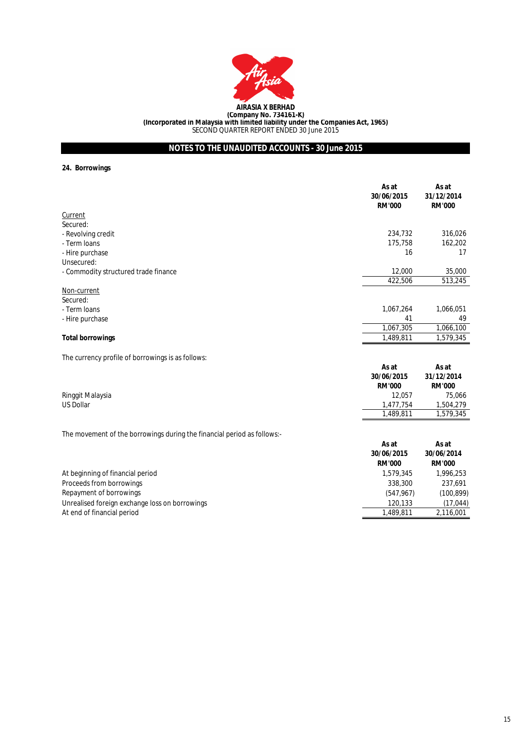**AIRASIA X BERHAD**
**(Company No. 734161-K)**
**(Incorporated in Malaysia with limited liability under the Companies Act, 1965)**
SECOND QUARTER REPORT ENDED 30 June 2015

## NOTES TO THE UNAUDITED ACCOUNTS - 30 June 2015

### 24. Borrowings

| | As at 30/06/2015 RM'000 | As at 31/12/2014 RM'000 |
|---|---|---|
| Current | | |
| Secured: | | |
| - Revolving credit | 234,732 | 316,026 |
| - Term loans | 175,758 | 162,202 |
| - Hire purchase | 16 | 17 |
| Unsecured: | | |
| - Commodity structured trade finance | 12,000 | 35,000 |
| | 422,506 | 513,245 |
| Non-current | | |
| Secured: | | |
| - Term loans | 1,067,264 | 1,066,051 |
| - Hire purchase | 41 | 49 |
| | 1,067,305 | 1,066,100 |
| **Total borrowings** | 1,489,811 | 1,579,345 |

The currency profile of borrowings is as follows:

| | As at 30/06/2015 RM'000 | As at 31/12/2014 RM'000 |
|---|---|---|
| Ringgit Malaysia | 12,057 | 75,066 |
| US Dollar | 1,477,754 | 1,504,279 |
| | 1,489,811 | 1,579,345 |

The movement of the borrowings during the financial period as follows:-

| | As at 30/06/2015 RM'000 | As at 30/06/2014 RM'000 |
|---|---|---|
| At beginning of financial period | 1,579,345 | 1,996,253 |
| Proceeds from borrowings | 338,300 | 237,691 |
| Repayment of borrowings | (547,967) | (100,899) |
| Unrealised foreign exchange loss on borrowings | 120,133 | (17,044) |
| At end of financial period | 1,489,811 | 2,116,001 |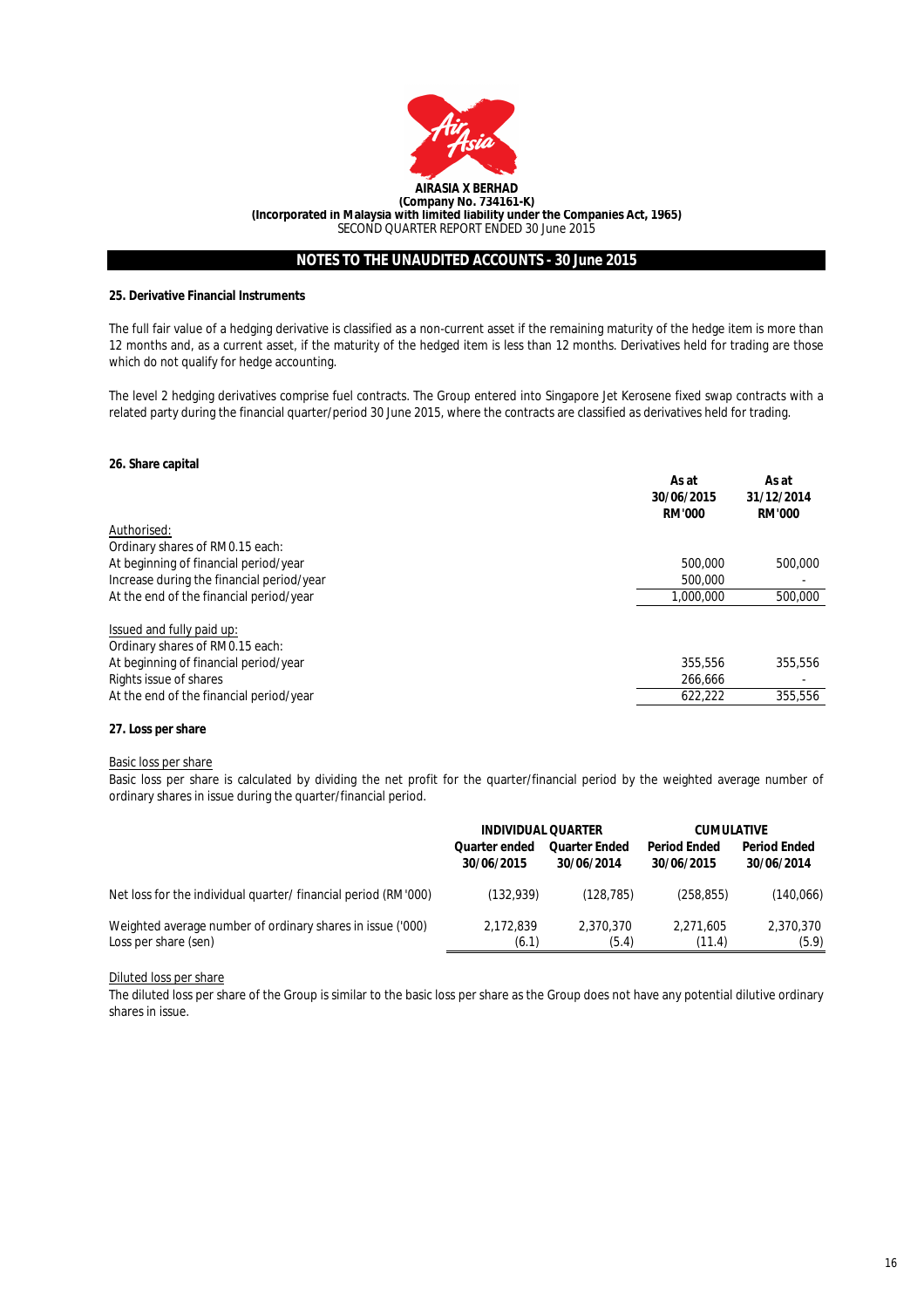**AIRASIA X BERHAD**
**(Company No. 734161-K)**
**(Incorporated in Malaysia with limited liability under the Companies Act, 1965)**
SECOND QUARTER REPORT ENDED 30 June 2015

## NOTES TO THE UNAUDITED ACCOUNTS - 30 June 2015

### 25. Derivative Financial Instruments

The full fair value of a hedging derivative is classified as a non-current asset if the remaining maturity of the hedge item is more than 12 months and, as a current asset, if the maturity of the hedged item is less than 12 months. Derivatives held for trading are those which do not qualify for hedge accounting.

The level 2 hedging derivatives comprise fuel contracts. The Group entered into Singapore Jet Kerosene fixed swap contracts with a related party during the financial quarter/period 30 June 2015, where the contracts are classified as derivatives held for trading.

### 26. Share capital

| | As at 30/06/2015 RM'000 | As at 31/12/2014 RM'000 |
|---|---|---|
| Authorised: | | |
| Ordinary shares of RM0.15 each: | | |
| At beginning of financial period/year | 500,000 | 500,000 |
| Increase during the financial period/year | 500,000 | - |
| At the end of the financial period/year | 1,000,000 | 500,000 |
| | | |
| Issued and fully paid up: | | |
| Ordinary shares of RM0.15 each: | | |
| At beginning of financial period/year | 355,556 | 355,556 |
| Rights issue of shares | 266,666 | - |
| At the end of the financial period/year | 622,222 | 355,556 |

### 27. Loss per share

Basic loss per share

Basic loss per share is calculated by dividing the net profit for the quarter/financial period by the weighted average number of ordinary shares in issue during the quarter/financial period.

| | INDIVIDUAL QUARTER | | CUMULATIVE | |
|---|---|---|---|---|
| | Quarter ended 30/06/2015 | Quarter Ended 30/06/2014 | Period Ended 30/06/2015 | Period Ended 30/06/2014 |
| Net loss for the individual quarter/ financial period (RM'000) | (132,939) | (128,785) | (258,855) | (140,066) |
| Weighted average number of ordinary shares in issue ('000) | 2,172,839 | 2,370,370 | 2,271,605 | 2,370,370 |
| Loss per share (sen) | (6.1) | (5.4) | (11.4) | (5.9) |

Diluted loss per share

The diluted loss per share of the Group is similar to the basic loss per share as the Group does not have any potential dilutive ordinary shares in issue.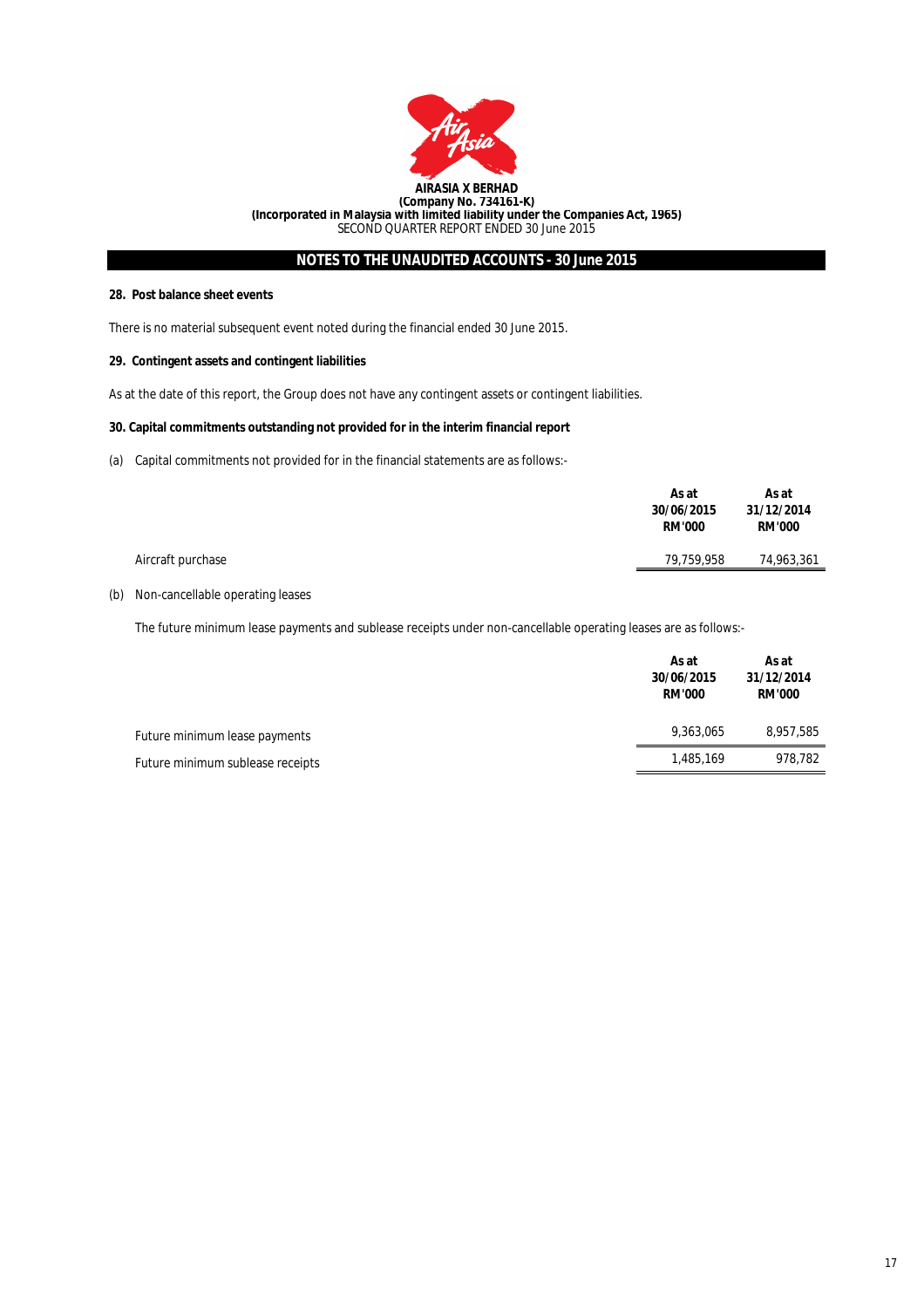**AIRASIA X BERHAD**
**(Company No. 734161-K)**
**(Incorporated in Malaysia with limited liability under the Companies Act, 1965)**
SECOND QUARTER REPORT ENDED 30 June 2015

## NOTES TO THE UNAUDITED ACCOUNTS - 30 June 2015

**28. Post balance sheet events**

There is no material subsequent event noted during the financial ended 30 June 2015.

**29. Contingent assets and contingent liabilities**

As at the date of this report, the Group does not have any contingent assets or contingent liabilities.

**30. Capital commitments outstanding not provided for in the interim financial report**

(a) Capital commitments not provided for in the financial statements are as follows:-

| | As at 30/06/2015 RM'000 | As at 31/12/2014 RM'000 |
|---|---|---|
| Aircraft purchase | 79,759,958 | 74,963,361 |

(b) Non-cancellable operating leases

The future minimum lease payments and sublease receipts under non-cancellable operating leases are as follows:-

| | As at 30/06/2015 RM'000 | As at 31/12/2014 RM'000 |
|---|---|---|
| Future minimum lease payments | 9,363,065 | 8,957,585 |
| Future minimum sublease receipts | 1,485,169 | 978,782 |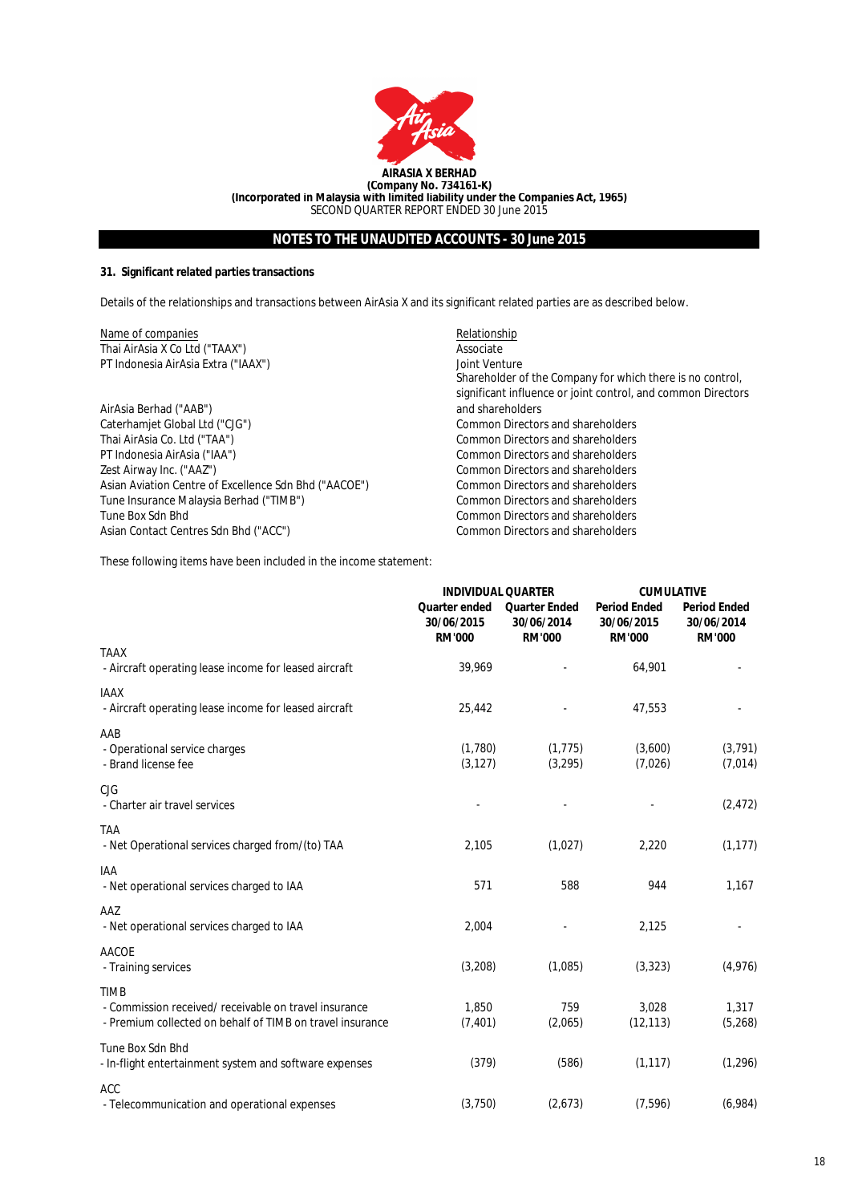**AIRASIA X BERHAD**
**(Company No. 734161-K)**
**(Incorporated in Malaysia with limited liability under the Companies Act, 1965)**
SECOND QUARTER REPORT ENDED 30 June 2015

## NOTES TO THE UNAUDITED ACCOUNTS - 30 June 2015

### 31. Significant related parties transactions

Details of the relationships and transactions between AirAsia X and its significant related parties are as described below.

| Name of companies | Relationship |
|---|---|
| Thai AirAsia X Co Ltd ("TAAX") | Associate |
| PT Indonesia AirAsia Extra ("IAAX") | Joint Venture |
| AirAsia Berhad ("AAB") | Shareholder of the Company for which there is no control, significant influence or joint control, and common Directors and shareholders |
| Caterhamjet Global Ltd ("CJG") | Common Directors and shareholders |
| Thai AirAsia Co. Ltd ("TAA") | Common Directors and shareholders |
| PT Indonesia AirAsia ("IAA") | Common Directors and shareholders |
| Zest Airway Inc. ("AAZ") | Common Directors and shareholders |
| Asian Aviation Centre of Excellence Sdn Bhd ("AACOE") | Common Directors and shareholders |
| Tune Insurance Malaysia Berhad ("TIMB") | Common Directors and shareholders |
| Tune Box Sdn Bhd | Common Directors and shareholders |
| Asian Contact Centres Sdn Bhd ("ACC") | Common Directors and shareholders |

These following items have been included in the income statement:

| | INDIVIDUAL QUARTER | | CUMULATIVE | |
|---|---|---|---|---|
| | Quarter ended 30/06/2015 RM'000 | Quarter Ended 30/06/2014 RM'000 | Period Ended 30/06/2015 RM'000 | Period Ended 30/06/2014 RM'000 |
| TAAX | | | | |
| - Aircraft operating lease income for leased aircraft | 39,969 | - | 64,901 | - |
| IAAX | | | | |
| - Aircraft operating lease income for leased aircraft | 25,442 | - | 47,553 | - |
| AAB | | | | |
| - Operational service charges | (1,780) | (1,775) | (3,600) | (3,791) |
| - Brand license fee | (3,127) | (3,295) | (7,026) | (7,014) |
| CJG | | | | |
| - Charter air travel services | - | - | - | (2,472) |
| TAA | | | | |
| - Net Operational services charged from/(to) TAA | 2,105 | (1,027) | 2,220 | (1,177) |
| IAA | | | | |
| - Net operational services charged to IAA | 571 | 588 | 944 | 1,167 |
| AAZ | | | | |
| - Net operational services charged to IAA | 2,004 | - | 2,125 | - |
| AACOE | | | | |
| - Training services | (3,208) | (1,085) | (3,323) | (4,976) |
| TIMB | | | | |
| - Commission received/ receivable on travel insurance | 1,850 | 759 | 3,028 | 1,317 |
| - Premium collected on behalf of TIMB on travel insurance | (7,401) | (2,065) | (12,113) | (5,268) |
| Tune Box Sdn Bhd | | | | |
| - In-flight entertainment system and software expenses | (379) | (586) | (1,117) | (1,296) |
| ACC | | | | |
| - Telecommunication and operational expenses | (3,750) | (2,673) | (7,596) | (6,984) |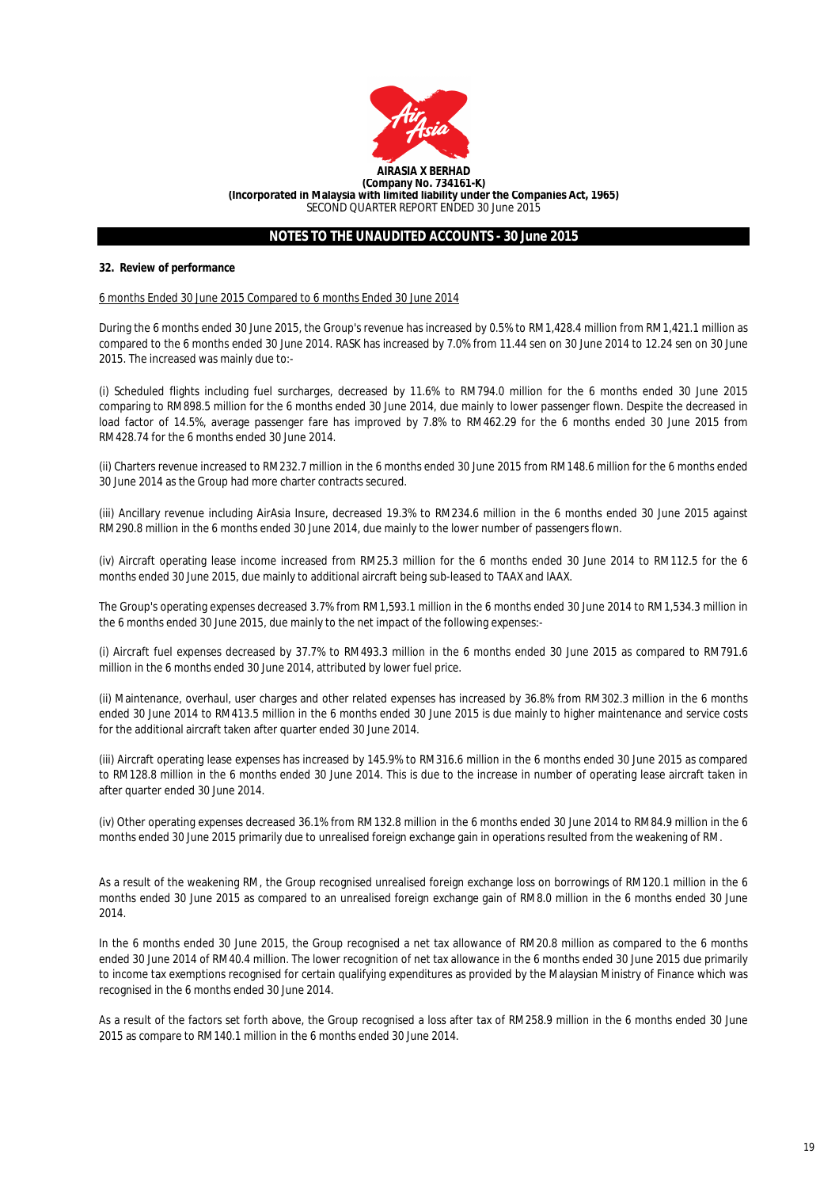**AIRASIA X BERHAD**
**(Company No. 734161-K)**
**(Incorporated in Malaysia with limited liability under the Companies Act, 1965)**
SECOND QUARTER REPORT ENDED 30 June 2015

## NOTES TO THE UNAUDITED ACCOUNTS - 30 June 2015

### 32. Review of performance

6 months Ended 30 June 2015 Compared to 6 months Ended 30 June 2014

During the 6 months ended 30 June 2015, the Group's revenue has increased by 0.5% to RM1,428.4 million from RM1,421.1 million as compared to the 6 months ended 30 June 2014. RASK has increased by 7.0% from 11.44 sen on 30 June 2014 to 12.24 sen on 30 June 2015. The increased was mainly due to:-

(i) Scheduled flights including fuel surcharges, decreased by 11.6% to RM794.0 million for the 6 months ended 30 June 2015 comparing to RM898.5 million for the 6 months ended 30 June 2014, due mainly to lower passenger flown. Despite the decreased in load factor of 14.5%, average passenger fare has improved by 7.8% to RM462.29 for the 6 months ended 30 June 2015 from RM428.74 for the 6 months ended 30 June 2014.

(ii) Charters revenue increased to RM232.7 million in the 6 months ended 30 June 2015 from RM148.6 million for the 6 months ended 30 June 2014 as the Group had more charter contracts secured.

(iii) Ancillary revenue including AirAsia Insure, decreased 19.3% to RM234.6 million in the 6 months ended 30 June 2015 against RM290.8 million in the 6 months ended 30 June 2014, due mainly to the lower number of passengers flown.

(iv) Aircraft operating lease income increased from RM25.3 million for the 6 months ended 30 June 2014 to RM112.5 for the 6 months ended 30 June 2015, due mainly to additional aircraft being sub-leased to TAAX and IAAX.

The Group's operating expenses decreased 3.7% from RM1,593.1 million in the 6 months ended 30 June 2014 to RM1,534.3 million in the 6 months ended 30 June 2015, due mainly to the net impact of the following expenses:-

(i) Aircraft fuel expenses decreased by 37.7% to RM493.3 million in the 6 months ended 30 June 2015 as compared to RM791.6 million in the 6 months ended 30 June 2014, attributed by lower fuel price.

(ii) Maintenance, overhaul, user charges and other related expenses has increased by 36.8% from RM302.3 million in the 6 months ended 30 June 2014 to RM413.5 million in the 6 months ended 30 June 2015 is due mainly to higher maintenance and service costs for the additional aircraft taken after quarter ended 30 June 2014.

(iii) Aircraft operating lease expenses has increased by 145.9% to RM316.6 million in the 6 months ended 30 June 2015 as compared to RM128.8 million in the 6 months ended 30 June 2014. This is due to the increase in number of operating lease aircraft taken in after quarter ended 30 June 2014.

(iv) Other operating expenses decreased 36.1% from RM132.8 million in the 6 months ended 30 June 2014 to RM84.9 million in the 6 months ended 30 June 2015 primarily due to unrealised foreign exchange gain in operations resulted from the weakening of RM.

As a result of the weakening RM, the Group recognised unrealised foreign exchange loss on borrowings of RM120.1 million in the 6 months ended 30 June 2015 as compared to an unrealised foreign exchange gain of RM8.0 million in the 6 months ended 30 June 2014.

In the 6 months ended 30 June 2015, the Group recognised a net tax allowance of RM20.8 million as compared to the 6 months ended 30 June 2014 of RM40.4 million. The lower recognition of net tax allowance in the 6 months ended 30 June 2015 due primarily to income tax exemptions recognised for certain qualifying expenditures as provided by the Malaysian Ministry of Finance which was recognised in the 6 months ended 30 June 2014.

As a result of the factors set forth above, the Group recognised a loss after tax of RM258.9 million in the 6 months ended 30 June 2015 as compare to RM140.1 million in the 6 months ended 30 June 2014.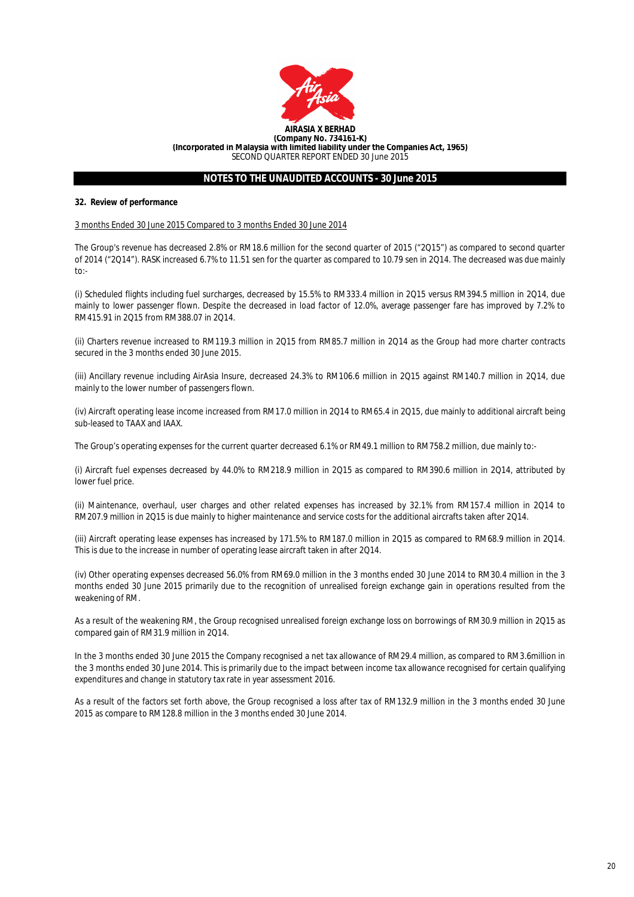**AIRASIA X BERHAD**
**(Company No. 734161-K)**
**(Incorporated in Malaysia with limited liability under the Companies Act, 1965)**
SECOND QUARTER REPORT ENDED 30 June 2015

## NOTES TO THE UNAUDITED ACCOUNTS - 30 June 2015

### 32. Review of performance

<u>3 months Ended 30 June 2015 Compared to 3 months Ended 30 June 2014</u>

The Group's revenue has decreased 2.8% or RM18.6 million for the second quarter of 2015 ("2Q15") as compared to second quarter of 2014 ("2Q14"). RASK increased 6.7% to 11.51 sen for the quarter as compared to 10.79 sen in 2Q14. The decreased was due mainly to:-

(i) Scheduled flights including fuel surcharges, decreased by 15.5% to RM333.4 million in 2Q15 versus RM394.5 million in 2Q14, due mainly to lower passenger flown. Despite the decreased in load factor of 12.0%, average passenger fare has improved by 7.2% to RM415.91 in 2Q15 from RM388.07 in 2Q14.

(ii) Charters revenue increased to RM119.3 million in 2Q15 from RM85.7 million in 2Q14 as the Group had more charter contracts secured in the 3 months ended 30 June 2015.

(iii) Ancillary revenue including AirAsia Insure, decreased 24.3% to RM106.6 million in 2Q15 against RM140.7 million in 2Q14, due mainly to the lower number of passengers flown.

(iv) Aircraft operating lease income increased from RM17.0 million in 2Q14 to RM65.4 in 2Q15, due mainly to additional aircraft being sub-leased to TAAX and IAAX.

The Group's operating expenses for the current quarter decreased 6.1% or RM49.1 million to RM758.2 million, due mainly to:-

(i) Aircraft fuel expenses decreased by 44.0% to RM218.9 million in 2Q15 as compared to RM390.6 million in 2Q14, attributed by lower fuel price.

(ii) Maintenance, overhaul, user charges and other related expenses has increased by 32.1% from RM157.4 million in 2Q14 to RM207.9 million in 2Q15 is due mainly to higher maintenance and service costs for the additional aircrafts taken after 2Q14.

(iii) Aircraft operating lease expenses has increased by 171.5% to RM187.0 million in 2Q15 as compared to RM68.9 million in 2Q14. This is due to the increase in number of operating lease aircraft taken in after 2Q14.

(iv) Other operating expenses decreased 56.0% from RM69.0 million in the 3 months ended 30 June 2014 to RM30.4 million in the 3 months ended 30 June 2015 primarily due to the recognition of unrealised foreign exchange gain in operations resulted from the weakening of RM.

As a result of the weakening RM, the Group recognised unrealised foreign exchange loss on borrowings of RM30.9 million in 2Q15 as compared gain of RM31.9 million in 2Q14.

In the 3 months ended 30 June 2015 the Company recognised a net tax allowance of RM29.4 million, as compared to RM3.6million in the 3 months ended 30 June 2014. This is primarily due to the impact between income tax allowance recognised for certain qualifying expenditures and change in statutory tax rate in year assessment 2016.

As a result of the factors set forth above, the Group recognised a loss after tax of RM132.9 million in the 3 months ended 30 June 2015 as compare to RM128.8 million in the 3 months ended 30 June 2014.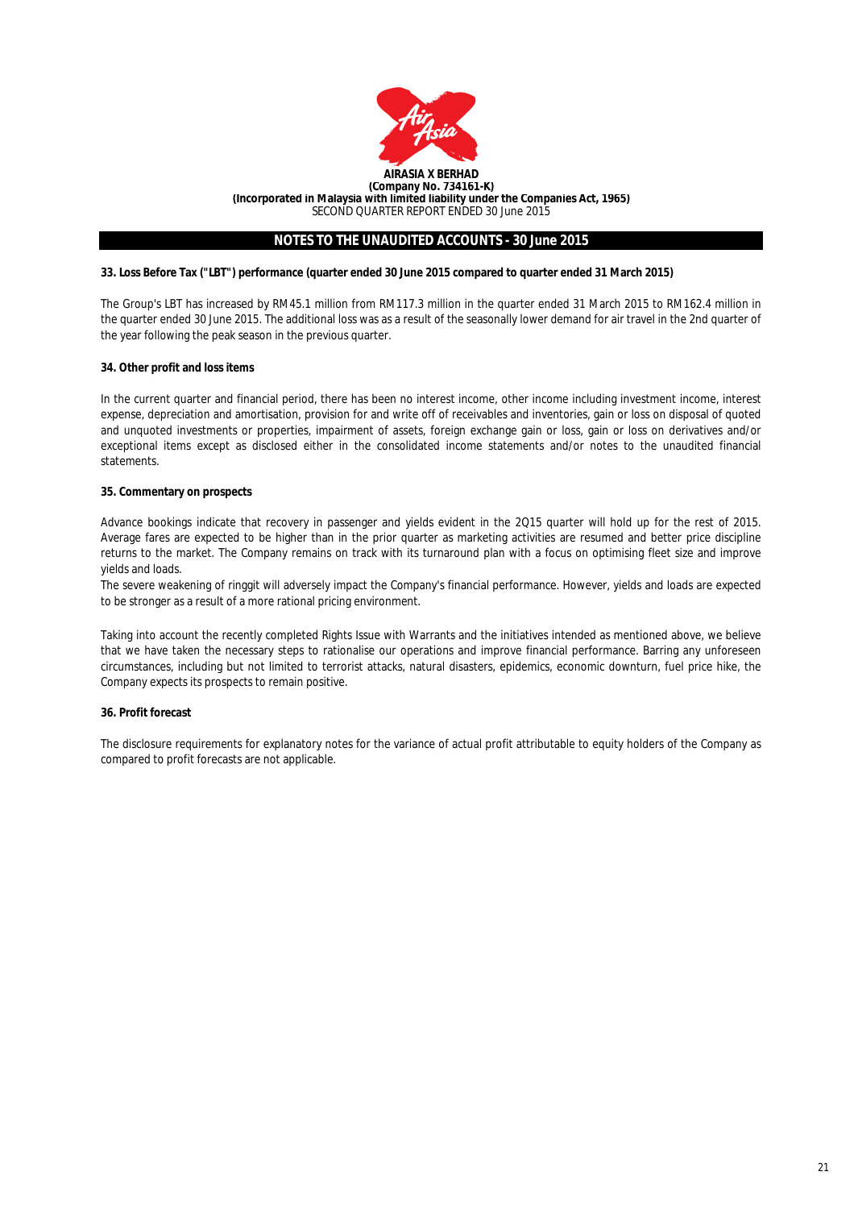**AIRASIA X BERHAD**
**(Company No. 734161-K)**
**(Incorporated in Malaysia with limited liability under the Companies Act, 1965)**
SECOND QUARTER REPORT ENDED 30 June 2015

## NOTES TO THE UNAUDITED ACCOUNTS - 30 June 2015

### 33. Loss Before Tax ("LBT") performance (quarter ended 30 June 2015 compared to quarter ended 31 March 2015)

The Group's LBT has increased by RM45.1 million from RM117.3 million in the quarter ended 31 March 2015 to RM162.4 million in the quarter ended 30 June 2015. The additional loss was as a result of the seasonally lower demand for air travel in the 2nd quarter of the year following the peak season in the previous quarter.

### 34. Other profit and loss items

In the current quarter and financial period, there has been no interest income, other income including investment income, interest expense, depreciation and amortisation, provision for and write off of receivables and inventories, gain or loss on disposal of quoted and unquoted investments or properties, impairment of assets, foreign exchange gain or loss, gain or loss on derivatives and/or exceptional items except as disclosed either in the consolidated income statements and/or notes to the unaudited financial statements.

### 35. Commentary on prospects

Advance bookings indicate that recovery in passenger and yields evident in the 2Q15 quarter will hold up for the rest of 2015. Average fares are expected to be higher than in the prior quarter as marketing activities are resumed and better price discipline returns to the market. The Company remains on track with its turnaround plan with a focus on optimising fleet size and improve yields and loads.
The severe weakening of ringgit will adversely impact the Company's financial performance. However, yields and loads are expected to be stronger as a result of a more rational pricing environment.

Taking into account the recently completed Rights Issue with Warrants and the initiatives intended as mentioned above, we believe that we have taken the necessary steps to rationalise our operations and improve financial performance. Barring any unforeseen circumstances, including but not limited to terrorist attacks, natural disasters, epidemics, economic downturn, fuel price hike, the Company expects its prospects to remain positive.

### 36. Profit forecast

The disclosure requirements for explanatory notes for the variance of actual profit attributable to equity holders of the Company as compared to profit forecasts are not applicable.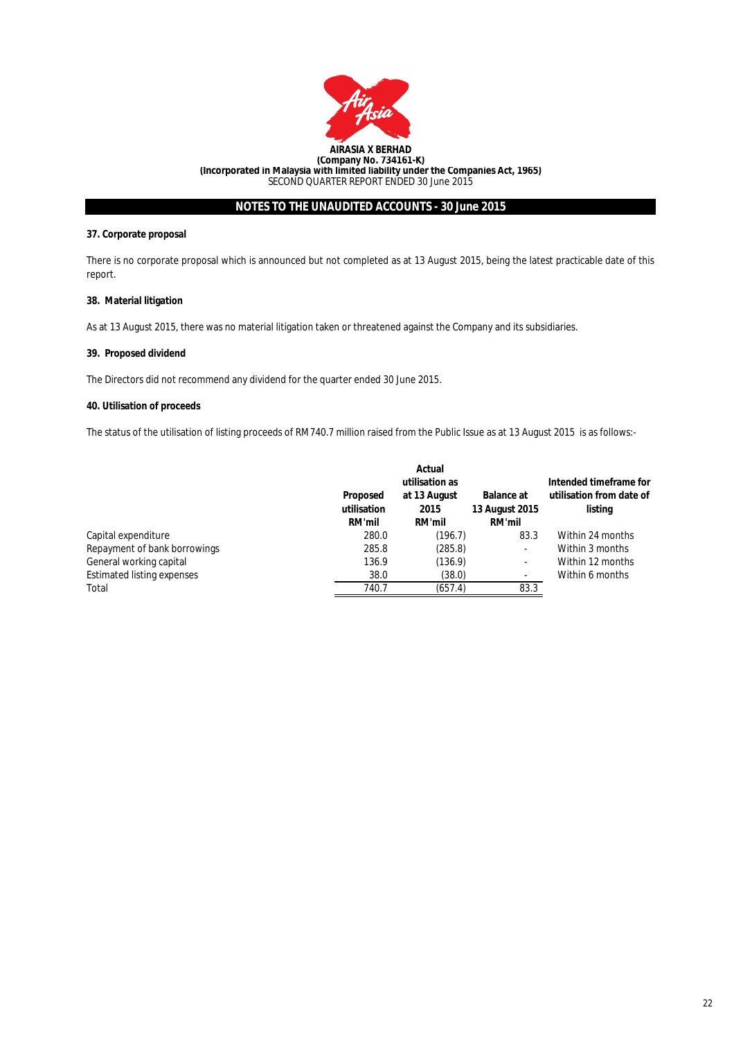**AIRASIA X BERHAD**
**(Company No. 734161-K)**
**(Incorporated in Malaysia with limited liability under the Companies Act, 1965)**
SECOND QUARTER REPORT ENDED 30 June 2015

## NOTES TO THE UNAUDITED ACCOUNTS - 30 June 2015

### 37. Corporate proposal

There is no corporate proposal which is announced but not completed as at 13 August 2015, being the latest practicable date of this report.

### 38. Material litigation

As at 13 August 2015, there was no material litigation taken or threatened against the Company and its subsidiaries.

### 39. Proposed dividend

The Directors did not recommend any dividend for the quarter ended 30 June 2015.

### 40. Utilisation of proceeds

The status of the utilisation of listing proceeds of RM740.7 million raised from the Public Issue as at 13 August 2015 is as follows:-

| | Proposed utilisation RM'mil | Actual utilisation as at 13 August 2015 RM'mil | Balance at 13 August 2015 RM'mil | Intended timeframe for utilisation from date of listing |
|---|---|---|---|---|
| Capital expenditure | 280.0 | (196.7) | 83.3 | Within 24 months |
| Repayment of bank borrowings | 285.8 | (285.8) | - | Within 3 months |
| General working capital | 136.9 | (136.9) | - | Within 12 months |
| Estimated listing expenses | 38.0 | (38.0) | - | Within 6 months |
| Total | 740.7 | (657.4) | 83.3 | |